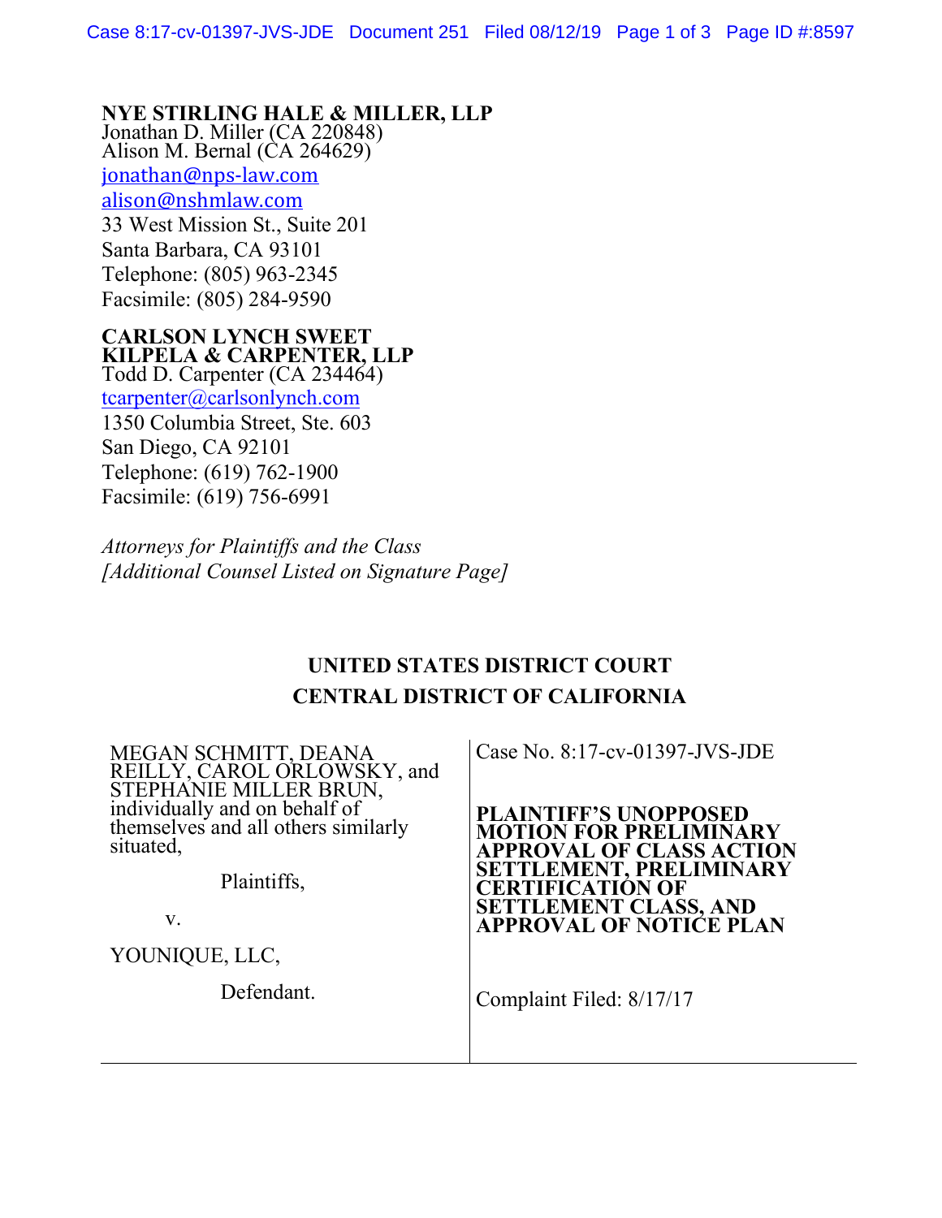**NYE STIRLING HALE & MILLER, LLP**
Jonathan D. Miller (CA 220848)
Alison M. Bernal (CA 264629)
jonathan@nps-law.com
alison@nshmlaw.com
33 West Mission St., Suite 201
Santa Barbara, CA 93101
Telephone: (805) 963-2345
Facsimile: (805) 284-9590

**CARLSON LYNCH SWEET KILPELA & CARPENTER, LLP**
Todd D. Carpenter (CA 234464)
tcarpenter@carlsonlynch.com
1350 Columbia Street, Ste. 603
San Diego, CA 92101
Telephone: (619) 762-1900
Facsimile: (619) 756-6991

*Attorneys for Plaintiffs and the Class*
*[Additional Counsel Listed on Signature Page]*

**UNITED STATES DISTRICT COURT**
**CENTRAL DISTRICT OF CALIFORNIA**

| | |
|---|---|
| MEGAN SCHMITT, DEANA REILLY, CAROL ORLOWSKY, and STEPHANIE MILLER BRUN, individually and on behalf of themselves and all others similarly situated,<br><br>Plaintiffs,<br><br>v.<br><br>YOUNIQUE, LLC,<br><br>Defendant. | Case No. 8:17-cv-01397-JVS-JDE<br><br>**PLAINTIFF'S UNOPPOSED MOTION FOR PRELIMINARY APPROVAL OF CLASS ACTION SETTLEMENT, PRELIMINARY CERTIFICATION OF SETTLEMENT CLASS, AND APPROVAL OF NOTICE PLAN**<br><br>Complaint Filed: 8/17/17 |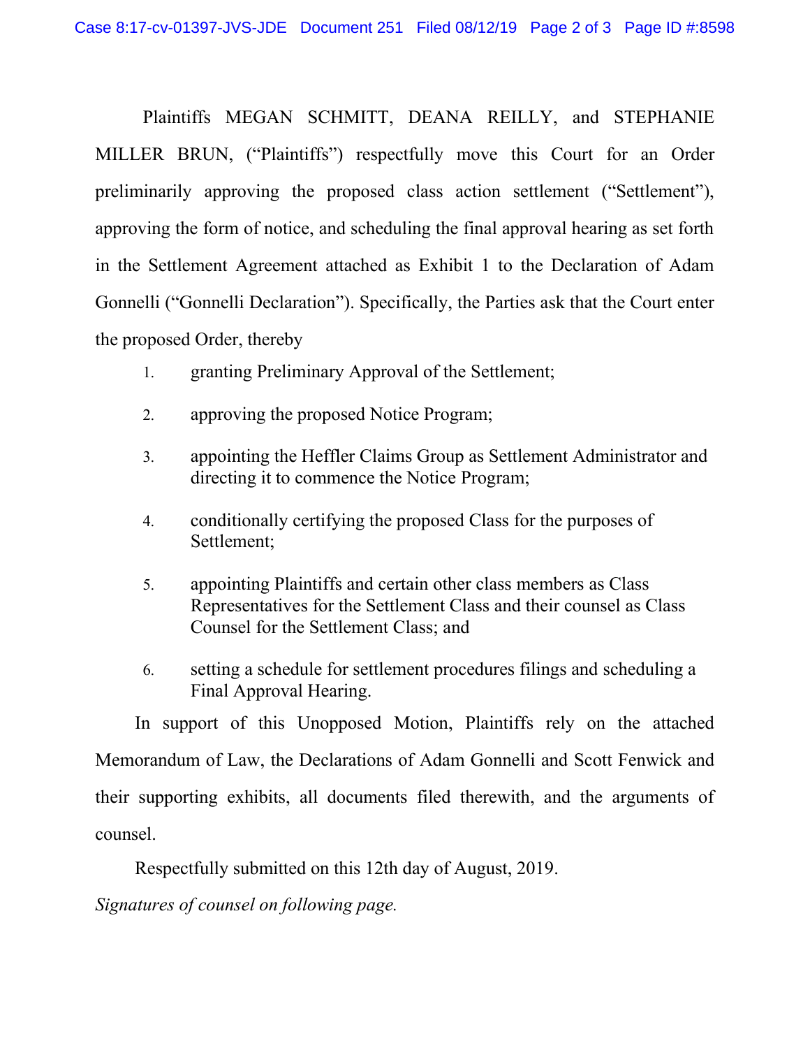Plaintiffs MEGAN SCHMITT, DEANA REILLY, and STEPHANIE MILLER BRUN, ("Plaintiffs") respectfully move this Court for an Order preliminarily approving the proposed class action settlement ("Settlement"), approving the form of notice, and scheduling the final approval hearing as set forth in the Settlement Agreement attached as Exhibit 1 to the Declaration of Adam Gonnelli ("Gonnelli Declaration"). Specifically, the Parties ask that the Court enter the proposed Order, thereby

1. granting Preliminary Approval of the Settlement;
2. approving the proposed Notice Program;
3. appointing the Heffler Claims Group as Settlement Administrator and directing it to commence the Notice Program;
4. conditionally certifying the proposed Class for the purposes of Settlement;
5. appointing Plaintiffs and certain other class members as Class Representatives for the Settlement Class and their counsel as Class Counsel for the Settlement Class; and
6. setting a schedule for settlement procedures filings and scheduling a Final Approval Hearing.

In support of this Unopposed Motion, Plaintiffs rely on the attached Memorandum of Law, the Declarations of Adam Gonnelli and Scott Fenwick and their supporting exhibits, all documents filed therewith, and the arguments of counsel.

Respectfully submitted on this 12th day of August, 2019.

*Signatures of counsel on following page.*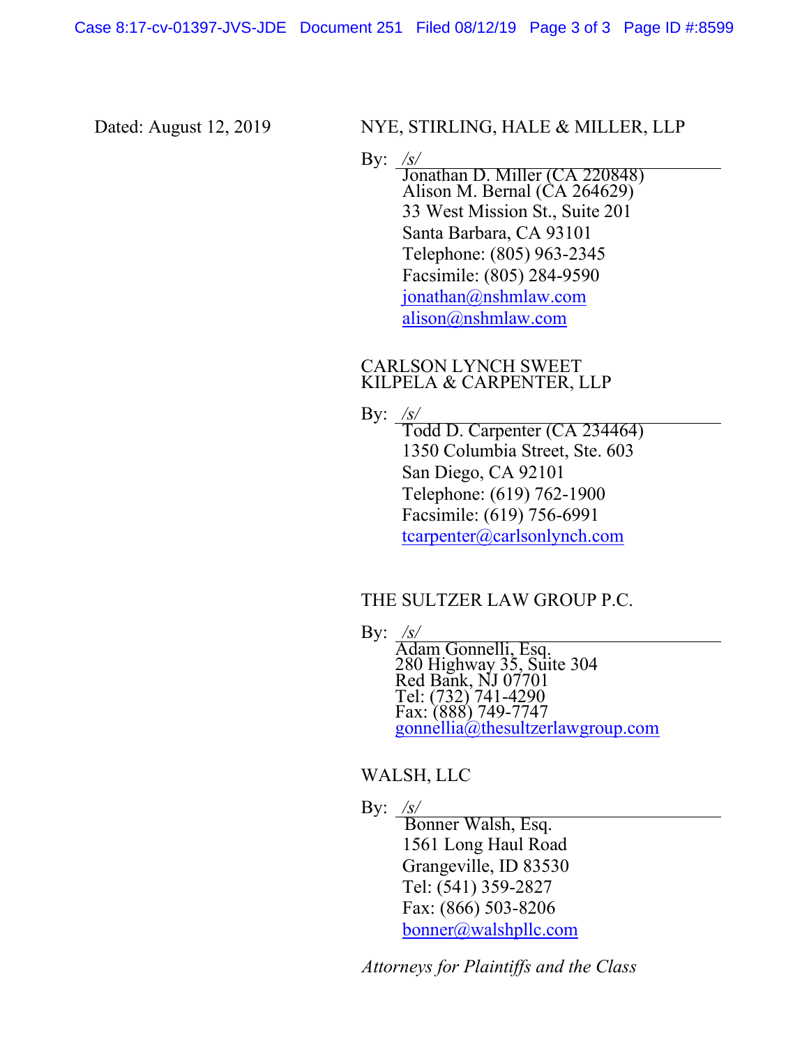Dated: August 12, 2019

NYE, STIRLING, HALE & MILLER, LLP

By: /s/
Jonathan D. Miller (CA 220848)
Alison M. Bernal (CA 264629)
33 West Mission St., Suite 201
Santa Barbara, CA 93101
Telephone: (805) 963-2345
Facsimile: (805) 284-9590
jonathan@nshmlaw.com
alison@nshmlaw.com

CARLSON LYNCH SWEET KILPELA & CARPENTER, LLP

By: /s/
Todd D. Carpenter (CA 234464)
1350 Columbia Street, Ste. 603
San Diego, CA 92101
Telephone: (619) 762-1900
Facsimile: (619) 756-6991
tcarpenter@carlsonlynch.com

THE SULTZER LAW GROUP P.C.

By: /s/
Adam Gonnelli, Esq.
280 Highway 35, Suite 304
Red Bank, NJ 07701
Tel: (732) 741-4290
Fax: (888) 749-7747
gonnellia@thesultzerlawgroup.com

WALSH, LLC

By: /s/
Bonner Walsh, Esq.
1561 Long Haul Road
Grangeville, ID 83530
Tel: (541) 359-2827
Fax: (866) 503-8206
bonner@walshpllc.com

*Attorneys for Plaintiffs and the Class*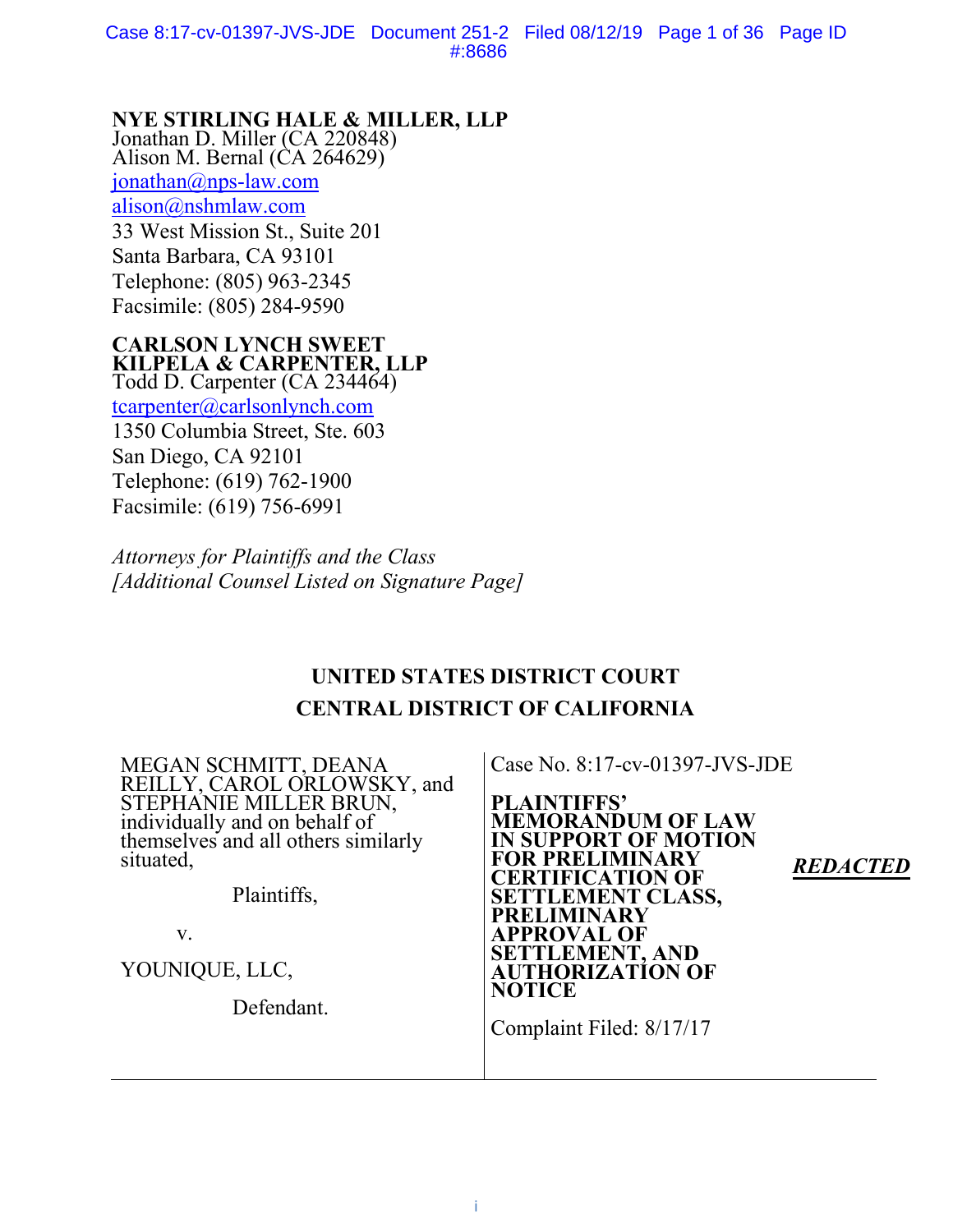**NYE STIRLING HALE & MILLER, LLP**
Jonathan D. Miller (CA 220848)
Alison M. Bernal (CA 264629)
jonathan@nps-law.com
alison@nshmlaw.com
33 West Mission St., Suite 201
Santa Barbara, CA 93101
Telephone: (805) 963-2345
Facsimile: (805) 284-9590

**CARLSON LYNCH SWEET KILPELA & CARPENTER, LLP**
Todd D. Carpenter (CA 234464)
tcarpenter@carlsonlynch.com
1350 Columbia Street, Ste. 603
San Diego, CA 92101
Telephone: (619) 762-1900
Facsimile: (619) 756-6991

*Attorneys for Plaintiffs and the Class*
*[Additional Counsel Listed on Signature Page]*

**UNITED STATES DISTRICT COURT**
**CENTRAL DISTRICT OF CALIFORNIA**

| | |
|---|---|
| MEGAN SCHMITT, DEANA REILLY, CAROL ORLOWSKY, and STEPHANIE MILLER BRUN, individually and on behalf of themselves and all others similarly situated,<br><br>Plaintiffs,<br><br>v.<br><br>YOUNIQUE, LLC,<br><br>Defendant. | Case No. 8:17-cv-01397-JVS-JDE<br><br>**PLAINTIFFS' MEMORANDUM OF LAW IN SUPPORT OF MOTION FOR PRELIMINARY CERTIFICATION OF SETTLEMENT CLASS, PRELIMINARY APPROVAL OF SETTLEMENT, AND AUTHORIZATION OF NOTICE**<br><br>Complaint Filed: 8/17/17 |

***REDACTED***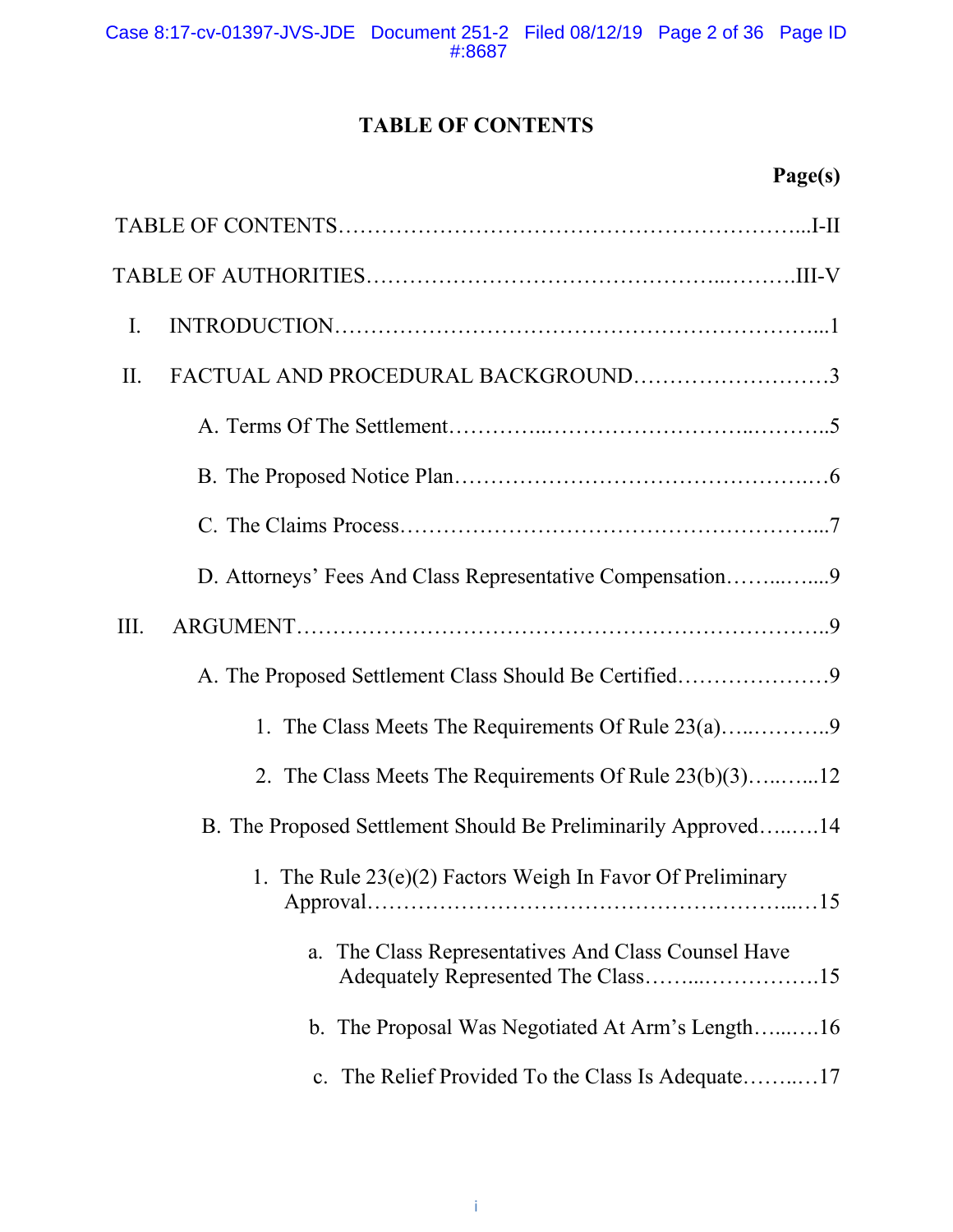# TABLE OF CONTENTS

**Page(s)**

TABLE OF CONTENTS……………………………………………………...I-II

TABLE OF AUTHORITIES……………………………………..……….III-V

I. INTRODUCTION…………………………………………………………...1

II. FACTUAL AND PROCEDURAL BACKGROUND………………………3

A. Terms Of The Settlement…………..……………………..………..5

B. The Proposed Notice Plan……………………………………….…6

C. The Claims Process…………………………………………………...7

D. Attorneys' Fees And Class Representative Compensation……..…....9

III. ARGUMENT……………………………………………………………..9

A. The Proposed Settlement Class Should Be Certified…………………9

1. The Class Meets The Requirements Of Rule 23(a)…..………..9

2. The Class Meets The Requirements Of Rule 23(b)(3)…..…...12

B. The Proposed Settlement Should Be Preliminarily Approved…..…14

1. The Rule 23(e)(2) Factors Weigh In Favor Of Preliminary Approval……………………………………………...…15

a. The Class Representatives And Class Counsel Have Adequately Represented The Class……...…………….15

b. The Proposal Was Negotiated At Arm's Length…...….16

c. The Relief Provided To the Class Is Adequate……..…17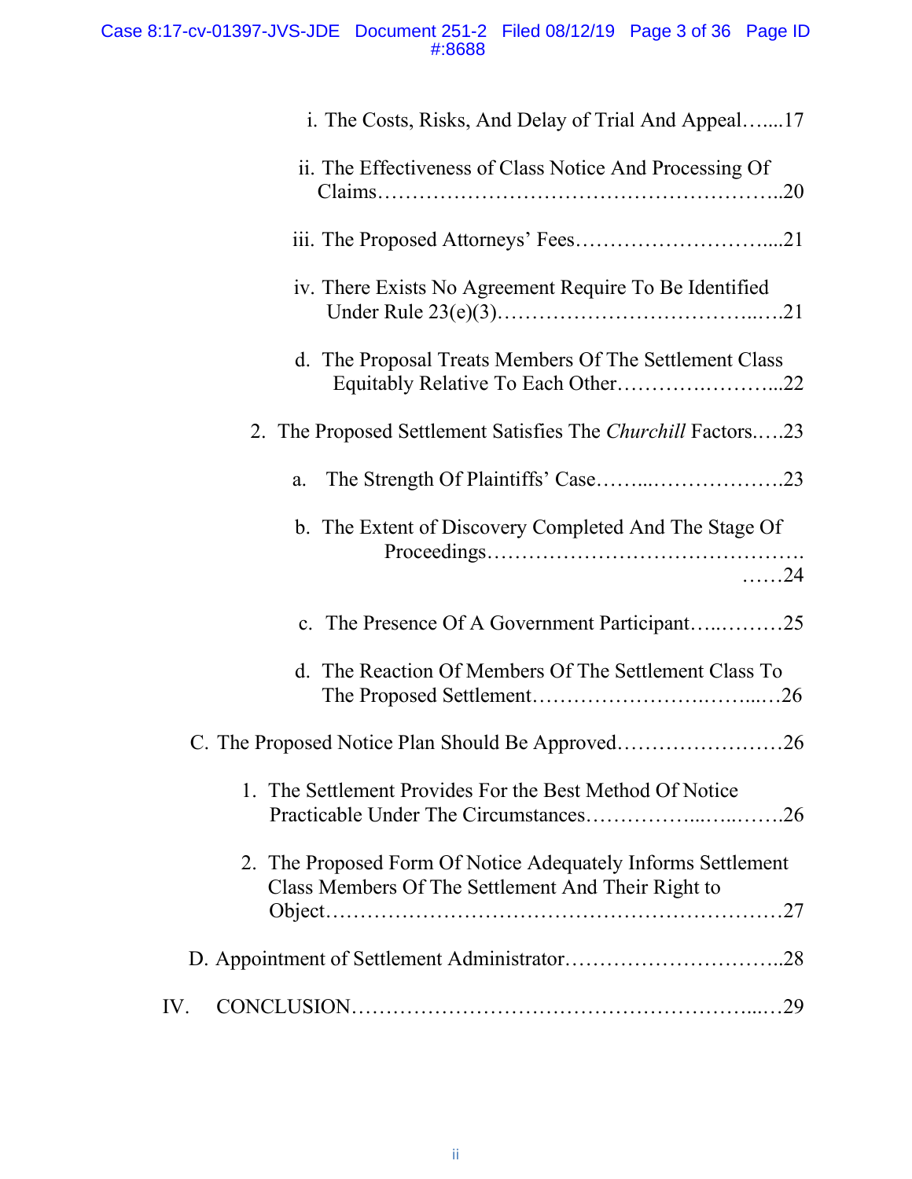i. The Costs, Risks, And Delay of Trial And Appeal…....17

ii. The Effectiveness of Class Notice And Processing Of Claims…………………………………………………..20

iii. The Proposed Attorneys' Fees……………………….....21

iv. There Exists No Agreement Require To Be Identified Under Rule 23(e)(3)……………………………..….21

d. The Proposal Treats Members Of The Settlement Class Equitably Relative To Each Other……….………...22

2. The Proposed Settlement Satisfies The *Churchill* Factors.….23

a. The Strength Of Plaintiffs' Case……...……………….23

b. The Extent of Discovery Completed And The Stage Of Proceedings……………………………………….……24

c. The Presence Of A Government Participant…..………25

d. The Reaction Of Members Of The Settlement Class To The Proposed Settlement…………………….……..…26

C. The Proposed Notice Plan Should Be Approved……………………26

1. The Settlement Provides For the Best Method Of Notice Practicable Under The Circumstances……………..…..…….26

2. The Proposed Form Of Notice Adequately Informs Settlement Class Members Of The Settlement And Their Right to Object……………………………………………………27

D. Appointment of Settlement Administrator…………………………..28

IV. CONCLUSION…………………………………………………..…29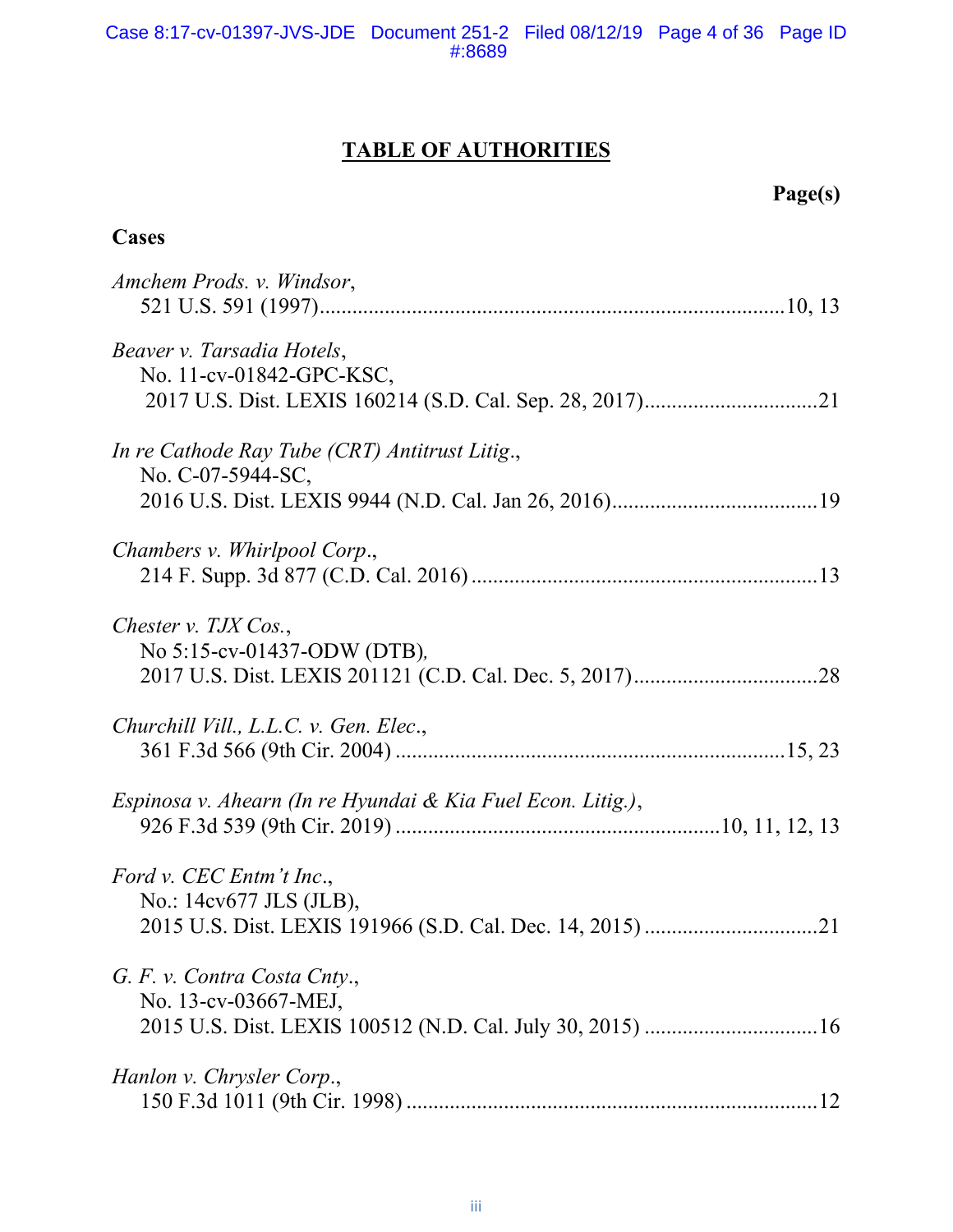## TABLE OF AUTHORITIES

**Page(s)**

**Cases**

*Amchem Prods. v. Windsor*,
521 U.S. 591 (1997)....................................................................................10, 13

*Beaver v. Tarsadia Hotels*,
No. 11-cv-01842-GPC-KSC,
2017 U.S. Dist. LEXIS 160214 (S.D. Cal. Sep. 28, 2017)................................21

*In re Cathode Ray Tube (CRT) Antitrust Litig*.,
No. C-07-5944-SC,
2016 U.S. Dist. LEXIS 9944 (N.D. Cal. Jan 26, 2016)......................................19

*Chambers v. Whirlpool Corp*.,
214 F. Supp. 3d 877 (C.D. Cal. 2016) ................................................................13

*Chester v. TJX Cos.*,
No 5:15-cv-01437-ODW (DTB),
2017 U.S. Dist. LEXIS 201121 (C.D. Cal. Dec. 5, 2017)..................................28

*Churchill Vill., L.L.C. v. Gen. Elec*.,
361 F.3d 566 (9th Cir. 2004) .......................................................................15, 23

*Espinosa v. Ahearn (In re Hyundai & Kia Fuel Econ. Litig.)*,
926 F.3d 539 (9th Cir. 2019) ...........................................................10, 11, 12, 13

*Ford v. CEC Entm't Inc*.,
No.: 14cv677 JLS (JLB),
2015 U.S. Dist. LEXIS 191966 (S.D. Cal. Dec. 14, 2015) ................................21

*G. F. v. Contra Costa Cnty*.,
No. 13-cv-03667-MEJ,
2015 U.S. Dist. LEXIS 100512 (N.D. Cal. July 30, 2015) ................................16

*Hanlon v. Chrysler Corp*.,
150 F.3d 1011 (9th Cir. 1998) ............................................................................12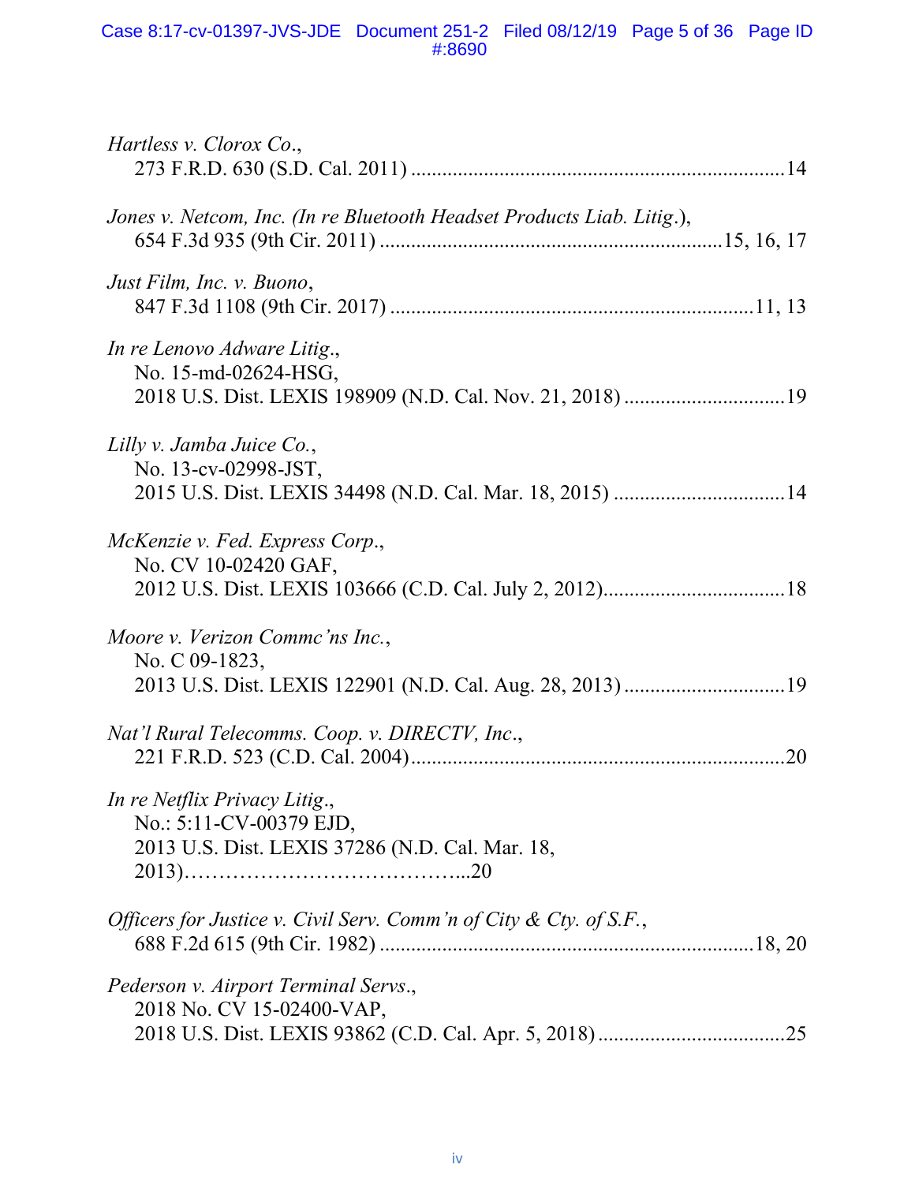*Hartless v. Clorox Co.*,
273 F.R.D. 630 (S.D. Cal. 2011) .......................................................................14

*Jones v. Netcom, Inc. (In re Bluetooth Headset Products Liab. Litig.*),
654 F.3d 935 (9th Cir. 2011) .................................................................15, 16, 17

*Just Film, Inc. v. Buono*,
847 F.3d 1108 (9th Cir. 2017) .....................................................................11, 13

*In re Lenovo Adware Litig*.,
No. 15-md-02624-HSG,
2018 U.S. Dist. LEXIS 198909 (N.D. Cal. Nov. 21, 2018) ...............................19

*Lilly v. Jamba Juice Co.*,
No. 13-cv-02998-JST,
2015 U.S. Dist. LEXIS 34498 (N.D. Cal. Mar. 18, 2015) .................................14

*McKenzie v. Fed. Express Corp*.,
No. CV 10-02420 GAF,
2012 U.S. Dist. LEXIS 103666 (C.D. Cal. July 2, 2012)..................................18

*Moore v. Verizon Commc'ns Inc.*,
No. C 09-1823,
2013 U.S. Dist. LEXIS 122901 (N.D. Cal. Aug. 28, 2013) ...............................19

*Nat'l Rural Telecomms. Coop. v. DIRECTV, Inc*.,
221 F.R.D. 523 (C.D. Cal. 2004)........................................................................20

*In re Netflix Privacy Litig*.,
No.: 5:11-CV-00379 EJD,
2013 U.S. Dist. LEXIS 37286 (N.D. Cal. Mar. 18,
2013)…………………………………...20

*Officers for Justice v. Civil Serv. Comm'n of City & Cty. of S.F.*,
688 F.2d 615 (9th Cir. 1982) .......................................................................18, 20

*Pederson v. Airport Terminal Servs*.,
2018 No. CV 15-02400-VAP,
2018 U.S. Dist. LEXIS 93862 (C.D. Cal. Apr. 5, 2018) ....................................25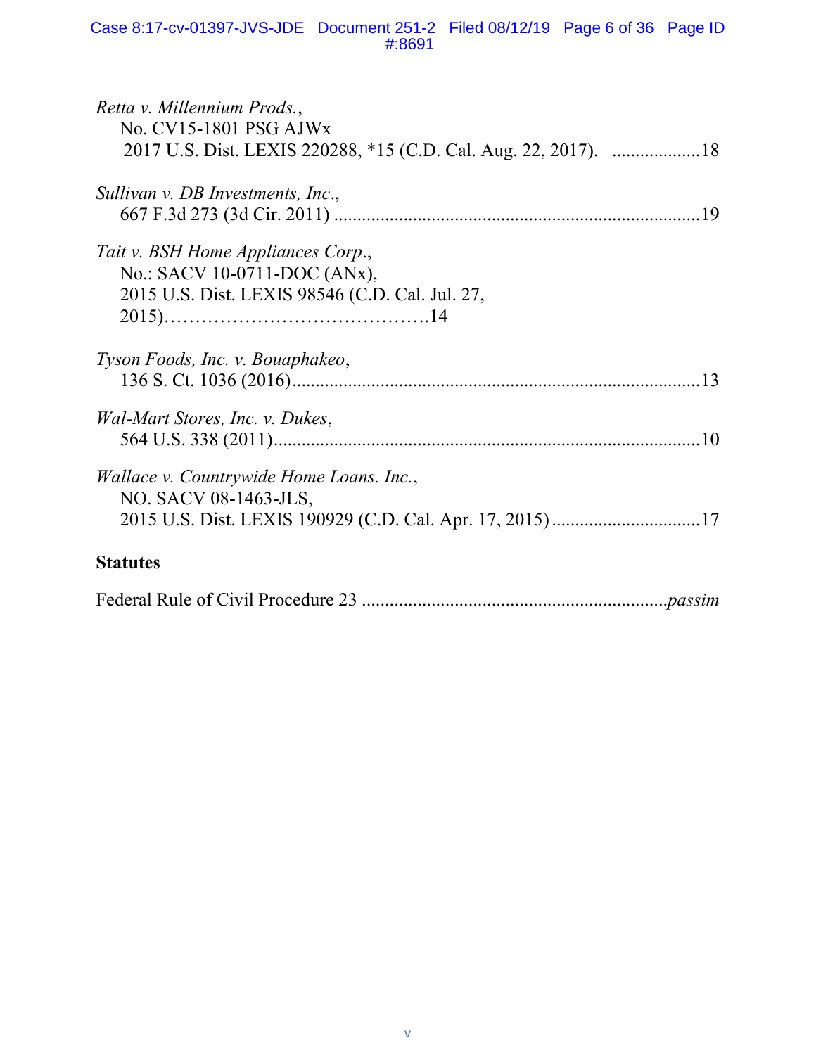*Retta v. Millennium Prods.*,
No. CV15-1801 PSG AJWx
2017 U.S. Dist. LEXIS 220288, *15 (C.D. Cal. Aug. 22, 2017). ...................18

*Sullivan v. DB Investments, Inc.*,
667 F.3d 273 (3d Cir. 2011) ..............................................................................19

*Tait v. BSH Home Appliances Corp.*,
No.: SACV 10-0711-DOC (ANx),
2015 U.S. Dist. LEXIS 98546 (C.D. Cal. Jul. 27, 2015)……………………………………..14

*Tyson Foods, Inc. v. Bouaphakeo*,
136 S. Ct. 1036 (2016).......................................................................................13

*Wal-Mart Stores, Inc. v. Dukes*,
564 U.S. 338 (2011)...........................................................................................10

*Wallace v. Countrywide Home Loans. Inc.*,
NO. SACV 08-1463-JLS,
2015 U.S. Dist. LEXIS 190929 (C.D. Cal. Apr. 17, 2015) ................................17

**Statutes**

Federal Rule of Civil Procedure 23 ................................................................*passim*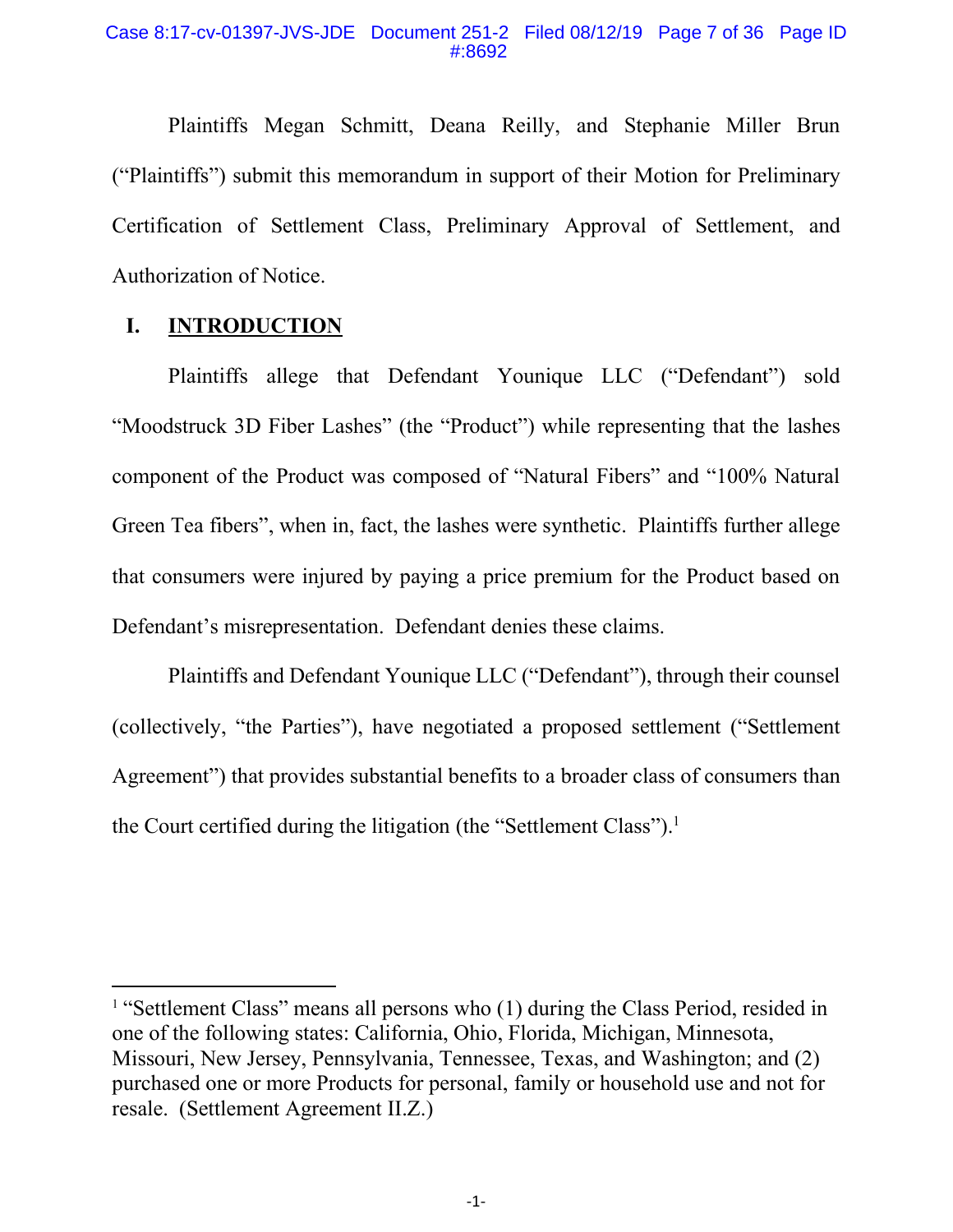Plaintiffs Megan Schmitt, Deana Reilly, and Stephanie Miller Brun ("Plaintiffs") submit this memorandum in support of their Motion for Preliminary Certification of Settlement Class, Preliminary Approval of Settlement, and Authorization of Notice.

## I. INTRODUCTION

Plaintiffs allege that Defendant Younique LLC ("Defendant") sold "Moodstruck 3D Fiber Lashes" (the "Product") while representing that the lashes component of the Product was composed of "Natural Fibers" and "100% Natural Green Tea fibers", when in, fact, the lashes were synthetic. Plaintiffs further allege that consumers were injured by paying a price premium for the Product based on Defendant's misrepresentation. Defendant denies these claims.

Plaintiffs and Defendant Younique LLC ("Defendant"), through their counsel (collectively, "the Parties"), have negotiated a proposed settlement ("Settlement Agreement") that provides substantial benefits to a broader class of consumers than the Court certified during the litigation (the "Settlement Class").[1]

---

[1] "Settlement Class" means all persons who (1) during the Class Period, resided in one of the following states: California, Ohio, Florida, Michigan, Minnesota, Missouri, New Jersey, Pennsylvania, Tennessee, Texas, and Washington; and (2) purchased one or more Products for personal, family or household use and not for resale. (Settlement Agreement II.Z.)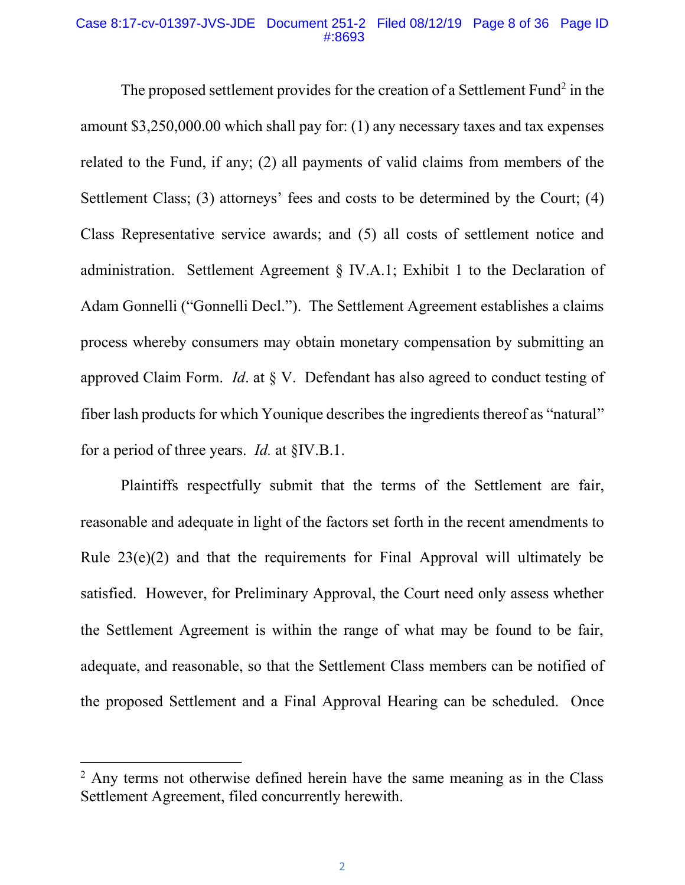The proposed settlement provides for the creation of a Settlement Fund[2] in the amount $3,250,000.00 which shall pay for: (1) any necessary taxes and tax expenses related to the Fund, if any; (2) all payments of valid claims from members of the Settlement Class; (3) attorneys' fees and costs to be determined by the Court; (4) Class Representative service awards; and (5) all costs of settlement notice and administration. Settlement Agreement § IV.A.1; Exhibit 1 to the Declaration of Adam Gonnelli ("Gonnelli Decl."). The Settlement Agreement establishes a claims process whereby consumers may obtain monetary compensation by submitting an approved Claim Form. *Id*. at § V. Defendant has also agreed to conduct testing of fiber lash products for which Younique describes the ingredients thereof as "natural" for a period of three years. *Id.* at §IV.B.1.

Plaintiffs respectfully submit that the terms of the Settlement are fair, reasonable and adequate in light of the factors set forth in the recent amendments to Rule 23(e)(2) and that the requirements for Final Approval will ultimately be satisfied. However, for Preliminary Approval, the Court need only assess whether the Settlement Agreement is within the range of what may be found to be fair, adequate, and reasonable, so that the Settlement Class members can be notified of the proposed Settlement and a Final Approval Hearing can be scheduled. Once

[2] Any terms not otherwise defined herein have the same meaning as in the Class Settlement Agreement, filed concurrently herewith.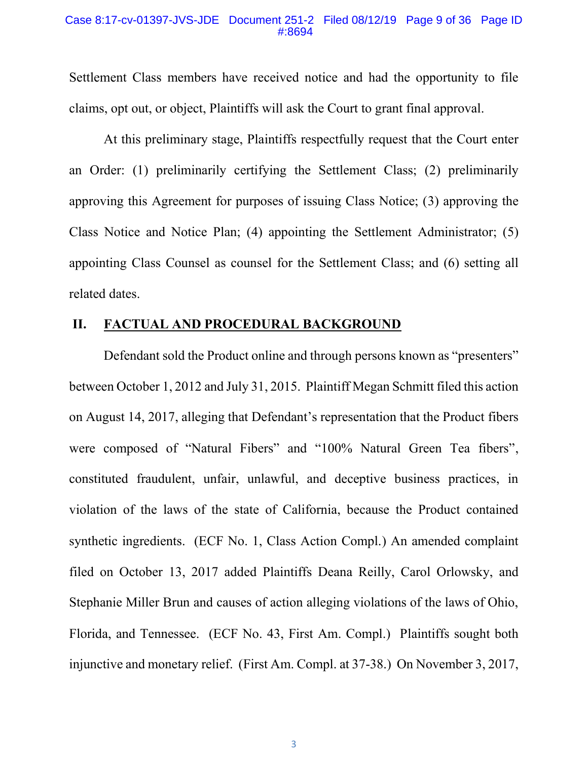Settlement Class members have received notice and had the opportunity to file claims, opt out, or object, Plaintiffs will ask the Court to grant final approval.

At this preliminary stage, Plaintiffs respectfully request that the Court enter an Order: (1) preliminarily certifying the Settlement Class; (2) preliminarily approving this Agreement for purposes of issuing Class Notice; (3) approving the Class Notice and Notice Plan; (4) appointing the Settlement Administrator; (5) appointing Class Counsel as counsel for the Settlement Class; and (6) setting all related dates.

## II. FACTUAL AND PROCEDURAL BACKGROUND

Defendant sold the Product online and through persons known as "presenters" between October 1, 2012 and July 31, 2015. Plaintiff Megan Schmitt filed this action on August 14, 2017, alleging that Defendant's representation that the Product fibers were composed of "Natural Fibers" and "100% Natural Green Tea fibers", constituted fraudulent, unfair, unlawful, and deceptive business practices, in violation of the laws of the state of California, because the Product contained synthetic ingredients. (ECF No. 1, Class Action Compl.) An amended complaint filed on October 13, 2017 added Plaintiffs Deana Reilly, Carol Orlowsky, and Stephanie Miller Brun and causes of action alleging violations of the laws of Ohio, Florida, and Tennessee. (ECF No. 43, First Am. Compl.) Plaintiffs sought both injunctive and monetary relief. (First Am. Compl. at 37-38.) On November 3, 2017,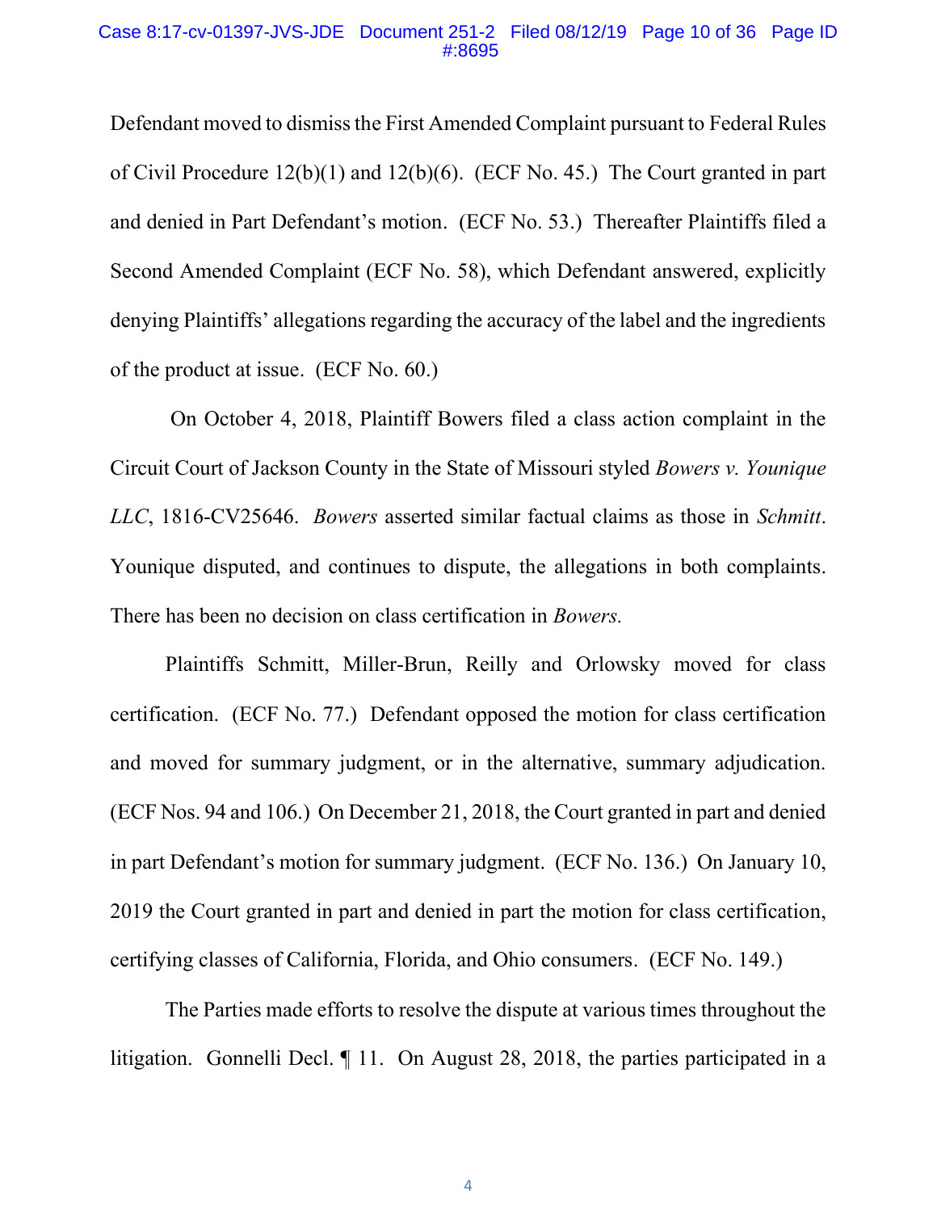Defendant moved to dismiss the First Amended Complaint pursuant to Federal Rules of Civil Procedure 12(b)(1) and 12(b)(6). (ECF No. 45.) The Court granted in part and denied in Part Defendant's motion. (ECF No. 53.) Thereafter Plaintiffs filed a Second Amended Complaint (ECF No. 58), which Defendant answered, explicitly denying Plaintiffs' allegations regarding the accuracy of the label and the ingredients of the product at issue. (ECF No. 60.)

On October 4, 2018, Plaintiff Bowers filed a class action complaint in the Circuit Court of Jackson County in the State of Missouri styled *Bowers v. Younique LLC*, 1816-CV25646. *Bowers* asserted similar factual claims as those in *Schmitt*. Younique disputed, and continues to dispute, the allegations in both complaints. There has been no decision on class certification in *Bowers.*

Plaintiffs Schmitt, Miller-Brun, Reilly and Orlowsky moved for class certification. (ECF No. 77.) Defendant opposed the motion for class certification and moved for summary judgment, or in the alternative, summary adjudication. (ECF Nos. 94 and 106.) On December 21, 2018, the Court granted in part and denied in part Defendant's motion for summary judgment. (ECF No. 136.) On January 10, 2019 the Court granted in part and denied in part the motion for class certification, certifying classes of California, Florida, and Ohio consumers. (ECF No. 149.)

The Parties made efforts to resolve the dispute at various times throughout the litigation. Gonnelli Decl. ¶ 11. On August 28, 2018, the parties participated in a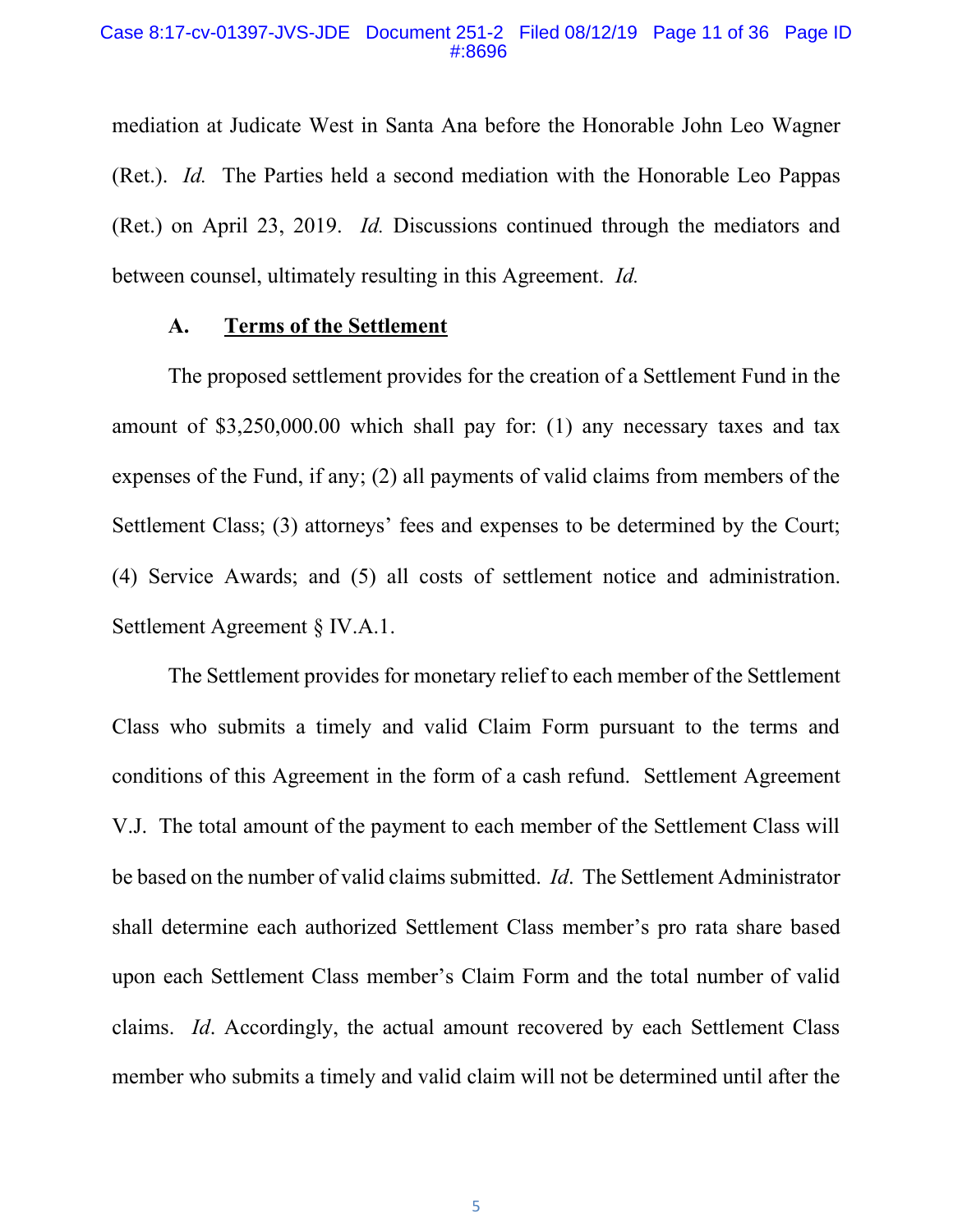mediation at Judicate West in Santa Ana before the Honorable John Leo Wagner (Ret.). *Id.* The Parties held a second mediation with the Honorable Leo Pappas (Ret.) on April 23, 2019. *Id.* Discussions continued through the mediators and between counsel, ultimately resulting in this Agreement. *Id.*

### A. <u>Terms of the Settlement</u>

The proposed settlement provides for the creation of a Settlement Fund in the amount of $3,250,000.00 which shall pay for: (1) any necessary taxes and tax expenses of the Fund, if any; (2) all payments of valid claims from members of the Settlement Class; (3) attorneys' fees and expenses to be determined by the Court; (4) Service Awards; and (5) all costs of settlement notice and administration. Settlement Agreement § IV.A.1.

The Settlement provides for monetary relief to each member of the Settlement Class who submits a timely and valid Claim Form pursuant to the terms and conditions of this Agreement in the form of a cash refund. Settlement Agreement V.J. The total amount of the payment to each member of the Settlement Class will be based on the number of valid claims submitted. *Id*. The Settlement Administrator shall determine each authorized Settlement Class member's pro rata share based upon each Settlement Class member's Claim Form and the total number of valid claims. *Id*. Accordingly, the actual amount recovered by each Settlement Class member who submits a timely and valid claim will not be determined until after the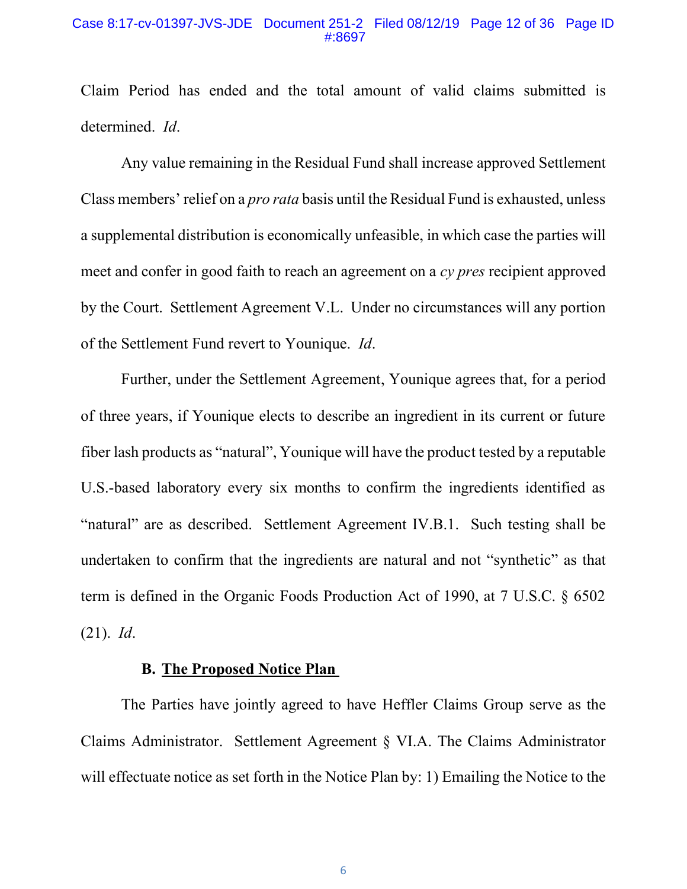Claim Period has ended and the total amount of valid claims submitted is determined. *Id*.

Any value remaining in the Residual Fund shall increase approved Settlement Class members' relief on a *pro rata* basis until the Residual Fund is exhausted, unless a supplemental distribution is economically unfeasible, in which case the parties will meet and confer in good faith to reach an agreement on a *cy pres* recipient approved by the Court. Settlement Agreement V.L. Under no circumstances will any portion of the Settlement Fund revert to Younique. *Id*.

Further, under the Settlement Agreement, Younique agrees that, for a period of three years, if Younique elects to describe an ingredient in its current or future fiber lash products as "natural", Younique will have the product tested by a reputable U.S.-based laboratory every six months to confirm the ingredients identified as "natural" are as described. Settlement Agreement IV.B.1. Such testing shall be undertaken to confirm that the ingredients are natural and not "synthetic" as that term is defined in the Organic Foods Production Act of 1990, at 7 U.S.C. § 6502 (21). *Id*.

### B. <u>The Proposed Notice Plan</u>

The Parties have jointly agreed to have Heffler Claims Group serve as the Claims Administrator. Settlement Agreement § VI.A. The Claims Administrator will effectuate notice as set forth in the Notice Plan by: 1) Emailing the Notice to the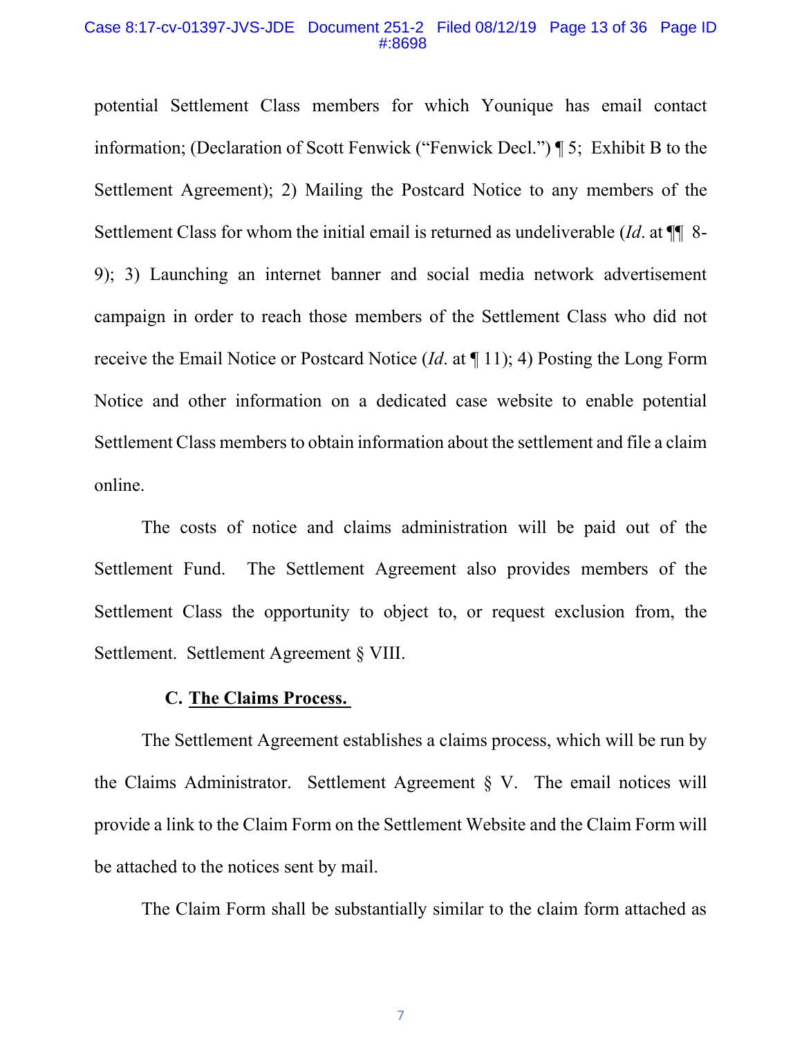potential Settlement Class members for which Younique has email contact information; (Declaration of Scott Fenwick ("Fenwick Decl.") ¶ 5; Exhibit B to the Settlement Agreement); 2) Mailing the Postcard Notice to any members of the Settlement Class for whom the initial email is returned as undeliverable (*Id*. at ¶¶ 8-9); 3) Launching an internet banner and social media network advertisement campaign in order to reach those members of the Settlement Class who did not receive the Email Notice or Postcard Notice (*Id*. at ¶ 11); 4) Posting the Long Form Notice and other information on a dedicated case website to enable potential Settlement Class members to obtain information about the settlement and file a claim online.

The costs of notice and claims administration will be paid out of the Settlement Fund. The Settlement Agreement also provides members of the Settlement Class the opportunity to object to, or request exclusion from, the Settlement. Settlement Agreement § VIII.

### C. <u>The Claims Process.</u>

The Settlement Agreement establishes a claims process, which will be run by the Claims Administrator. Settlement Agreement § V. The email notices will provide a link to the Claim Form on the Settlement Website and the Claim Form will be attached to the notices sent by mail.

The Claim Form shall be substantially similar to the claim form attached as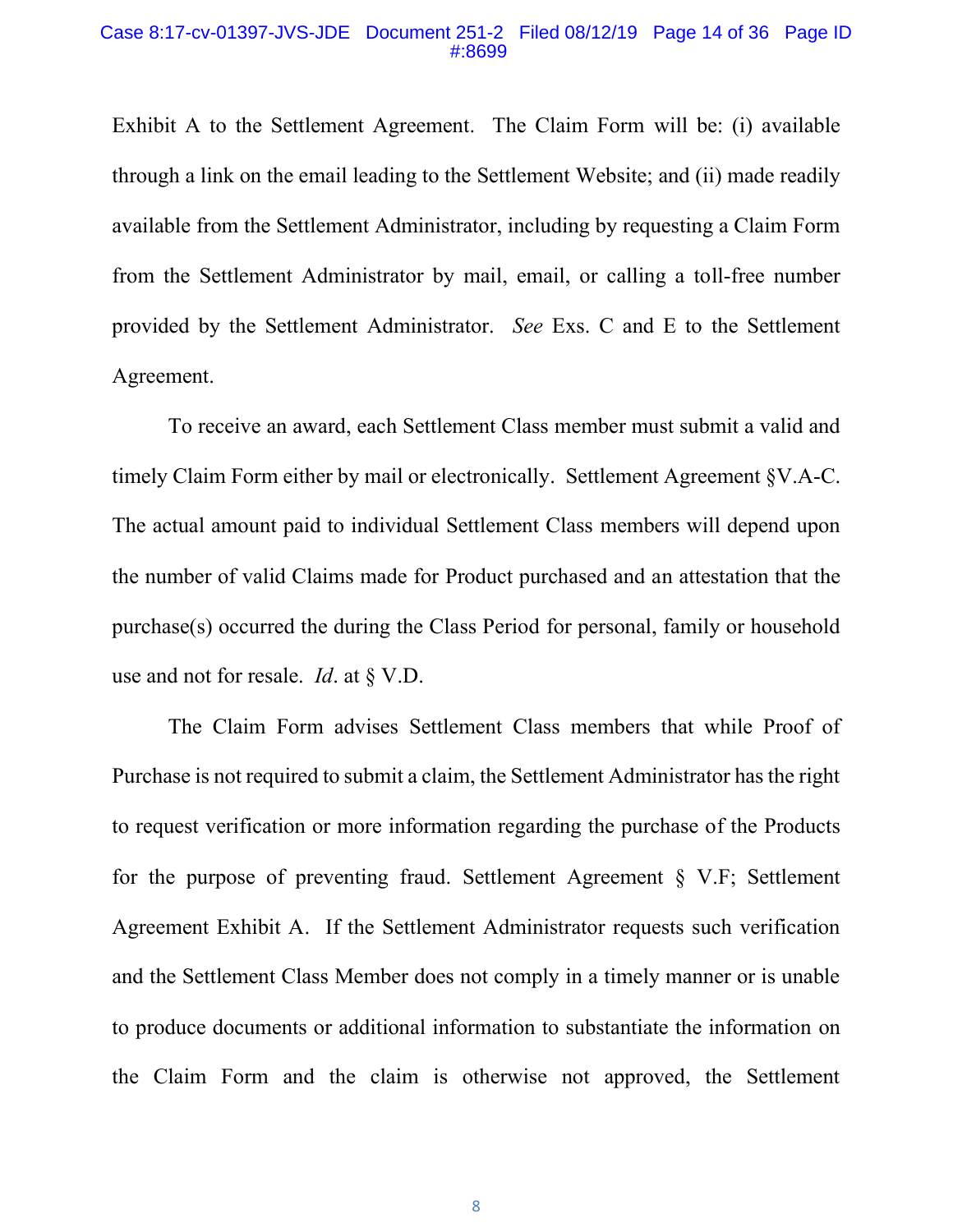Exhibit A to the Settlement Agreement. The Claim Form will be: (i) available through a link on the email leading to the Settlement Website; and (ii) made readily available from the Settlement Administrator, including by requesting a Claim Form from the Settlement Administrator by mail, email, or calling a toll-free number provided by the Settlement Administrator. *See* Exs. C and E to the Settlement Agreement.

To receive an award, each Settlement Class member must submit a valid and timely Claim Form either by mail or electronically. Settlement Agreement §V.A-C. The actual amount paid to individual Settlement Class members will depend upon the number of valid Claims made for Product purchased and an attestation that the purchase(s) occurred the during the Class Period for personal, family or household use and not for resale. *Id*. at § V.D.

The Claim Form advises Settlement Class members that while Proof of Purchase is not required to submit a claim, the Settlement Administrator has the right to request verification or more information regarding the purchase of the Products for the purpose of preventing fraud. Settlement Agreement § V.F; Settlement Agreement Exhibit A. If the Settlement Administrator requests such verification and the Settlement Class Member does not comply in a timely manner or is unable to produce documents or additional information to substantiate the information on the Claim Form and the claim is otherwise not approved, the Settlement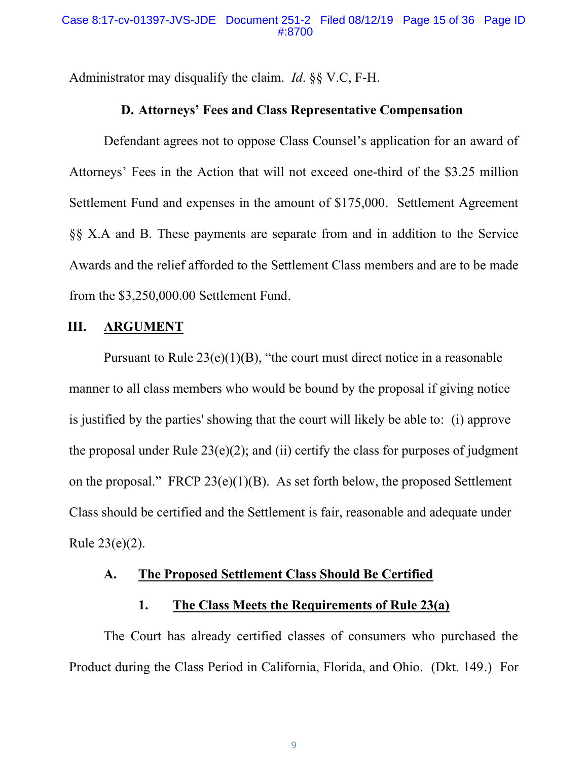Administrator may disqualify the claim. *Id*. §§ V.C, F-H.

### D. Attorneys' Fees and Class Representative Compensation

Defendant agrees not to oppose Class Counsel's application for an award of Attorneys' Fees in the Action that will not exceed one-third of the $3.25 million Settlement Fund and expenses in the amount of $175,000. Settlement Agreement §§ X.A and B. These payments are separate from and in addition to the Service Awards and the relief afforded to the Settlement Class members and are to be made from the $3,250,000.00 Settlement Fund.

## III. ARGUMENT

Pursuant to Rule 23(e)(1)(B), "the court must direct notice in a reasonable manner to all class members who would be bound by the proposal if giving notice is justified by the parties' showing that the court will likely be able to: (i) approve the proposal under Rule 23(e)(2); and (ii) certify the class for purposes of judgment on the proposal." FRCP 23(e)(1)(B). As set forth below, the proposed Settlement Class should be certified and the Settlement is fair, reasonable and adequate under Rule 23(e)(2).

### A. The Proposed Settlement Class Should Be Certified

#### 1. The Class Meets the Requirements of Rule 23(a)

The Court has already certified classes of consumers who purchased the Product during the Class Period in California, Florida, and Ohio. (Dkt. 149.) For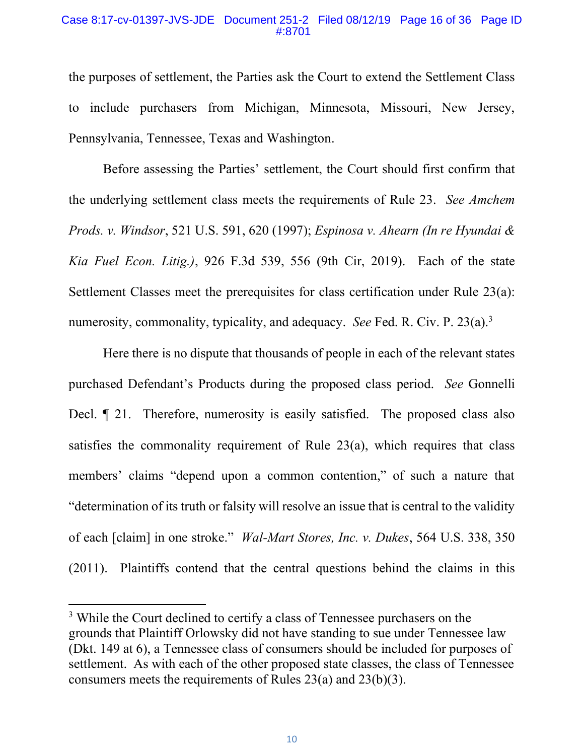the purposes of settlement, the Parties ask the Court to extend the Settlement Class to include purchasers from Michigan, Minnesota, Missouri, New Jersey, Pennsylvania, Tennessee, Texas and Washington.

Before assessing the Parties' settlement, the Court should first confirm that the underlying settlement class meets the requirements of Rule 23. *See Amchem Prods. v. Windsor*, 521 U.S. 591, 620 (1997); *Espinosa v. Ahearn (In re Hyundai & Kia Fuel Econ. Litig.)*, 926 F.3d 539, 556 (9th Cir, 2019). Each of the state Settlement Classes meet the prerequisites for class certification under Rule 23(a): numerosity, commonality, typicality, and adequacy. *See* Fed. R. Civ. P. 23(a).[3]

Here there is no dispute that thousands of people in each of the relevant states purchased Defendant's Products during the proposed class period. *See* Gonnelli Decl. ¶ 21. Therefore, numerosity is easily satisfied. The proposed class also satisfies the commonality requirement of Rule 23(a), which requires that class members' claims "depend upon a common contention," of such a nature that "determination of its truth or falsity will resolve an issue that is central to the validity of each [claim] in one stroke." *Wal-Mart Stores, Inc. v. Dukes*, 564 U.S. 338, 350 (2011). Plaintiffs contend that the central questions behind the claims in this

---

[3] While the Court declined to certify a class of Tennessee purchasers on the grounds that Plaintiff Orlowsky did not have standing to sue under Tennessee law (Dkt. 149 at 6), a Tennessee class of consumers should be included for purposes of settlement. As with each of the other proposed state classes, the class of Tennessee consumers meets the requirements of Rules 23(a) and 23(b)(3).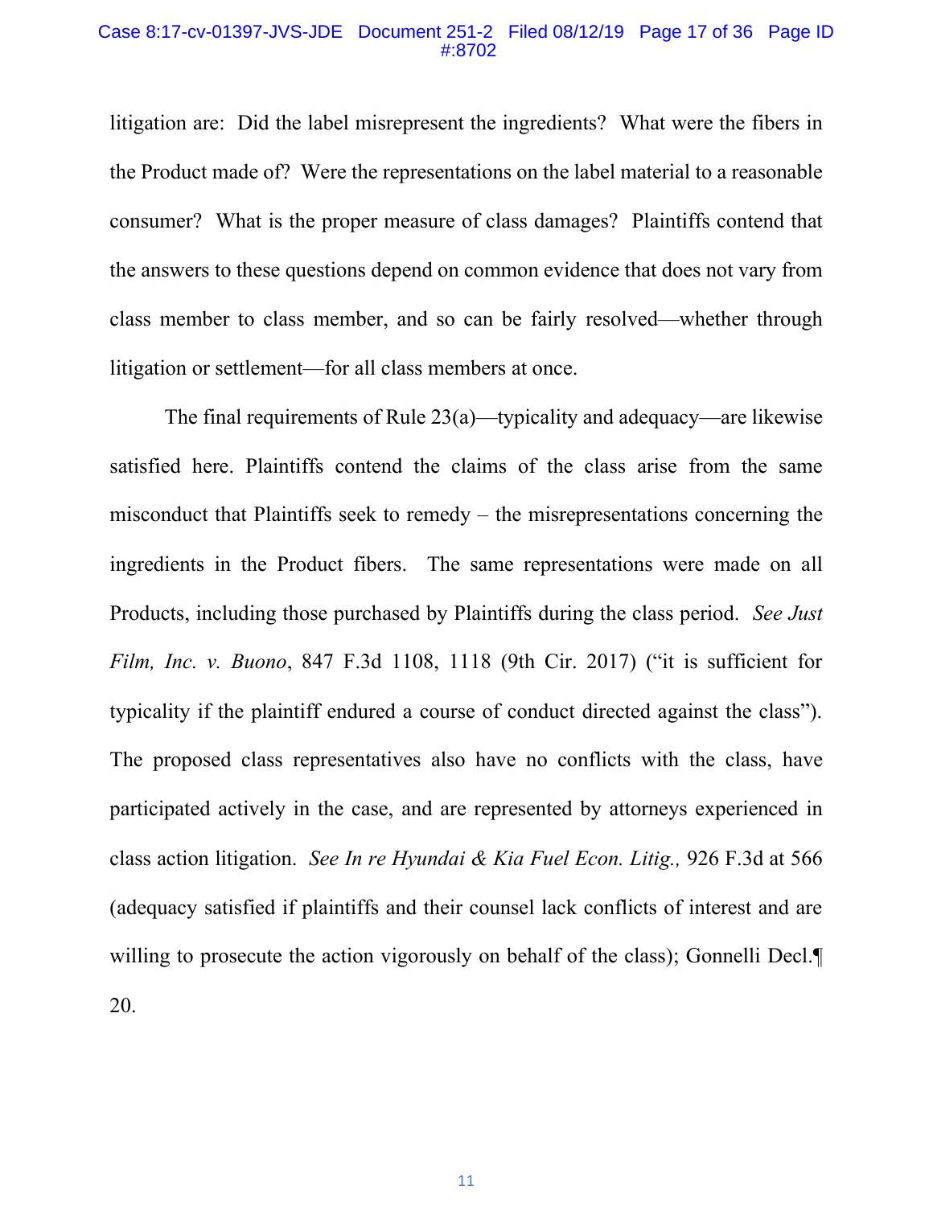litigation are: Did the label misrepresent the ingredients? What were the fibers in the Product made of? Were the representations on the label material to a reasonable consumer? What is the proper measure of class damages? Plaintiffs contend that the answers to these questions depend on common evidence that does not vary from class member to class member, and so can be fairly resolved—whether through litigation or settlement—for all class members at once.

The final requirements of Rule 23(a)—typicality and adequacy—are likewise satisfied here. Plaintiffs contend the claims of the class arise from the same misconduct that Plaintiffs seek to remedy – the misrepresentations concerning the ingredients in the Product fibers. The same representations were made on all Products, including those purchased by Plaintiffs during the class period. *See Just Film, Inc. v. Buono*, 847 F.3d 1108, 1118 (9th Cir. 2017) ("it is sufficient for typicality if the plaintiff endured a course of conduct directed against the class"). The proposed class representatives also have no conflicts with the class, have participated actively in the case, and are represented by attorneys experienced in class action litigation. *See In re Hyundai & Kia Fuel Econ. Litig.,* 926 F.3d at 566 (adequacy satisfied if plaintiffs and their counsel lack conflicts of interest and are willing to prosecute the action vigorously on behalf of the class); Gonnelli Decl.¶ 20.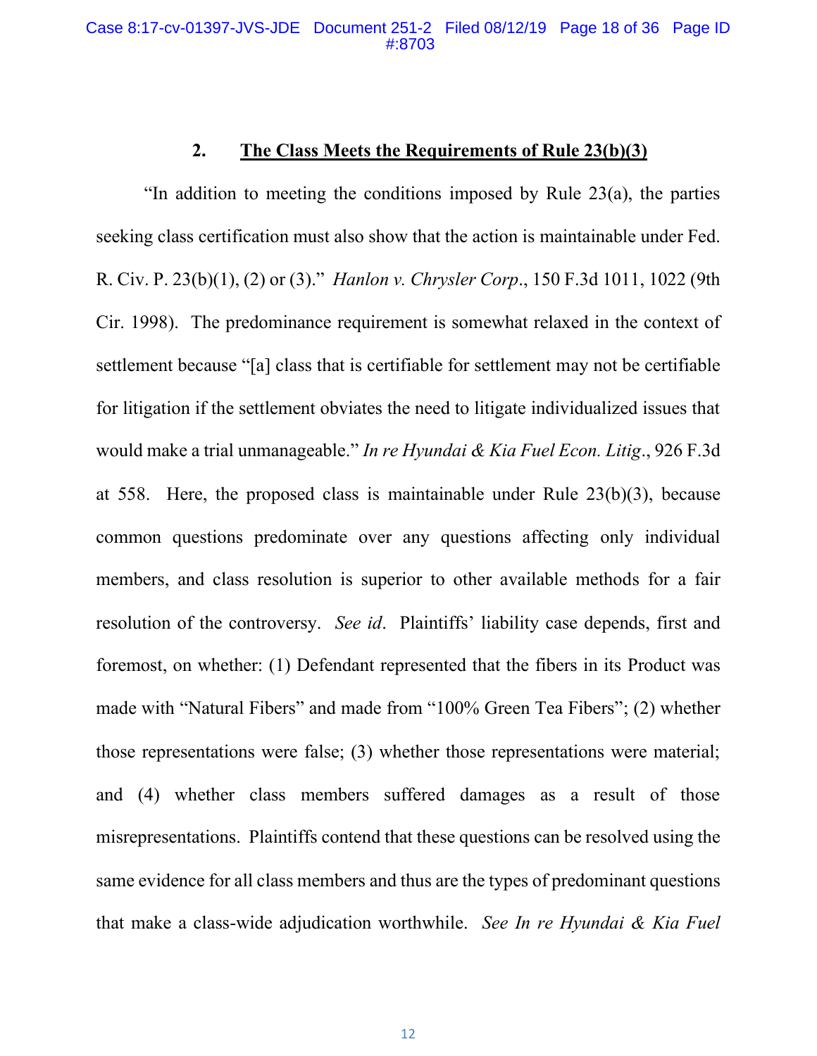## 2. **The Class Meets the Requirements of Rule 23(b)(3)**

"In addition to meeting the conditions imposed by Rule 23(a), the parties seeking class certification must also show that the action is maintainable under Fed. R. Civ. P. 23(b)(1), (2) or (3)." *Hanlon v. Chrysler Corp*., 150 F.3d 1011, 1022 (9th Cir. 1998). The predominance requirement is somewhat relaxed in the context of settlement because "[a] class that is certifiable for settlement may not be certifiable for litigation if the settlement obviates the need to litigate individualized issues that would make a trial unmanageable." *In re Hyundai & Kia Fuel Econ. Litig*., 926 F.3d at 558. Here, the proposed class is maintainable under Rule 23(b)(3), because common questions predominate over any questions affecting only individual members, and class resolution is superior to other available methods for a fair resolution of the controversy. *See id*. Plaintiffs' liability case depends, first and foremost, on whether: (1) Defendant represented that the fibers in its Product was made with "Natural Fibers" and made from "100% Green Tea Fibers"; (2) whether those representations were false; (3) whether those representations were material; and (4) whether class members suffered damages as a result of those misrepresentations. Plaintiffs contend that these questions can be resolved using the same evidence for all class members and thus are the types of predominant questions that make a class-wide adjudication worthwhile. *See In re Hyundai & Kia Fuel*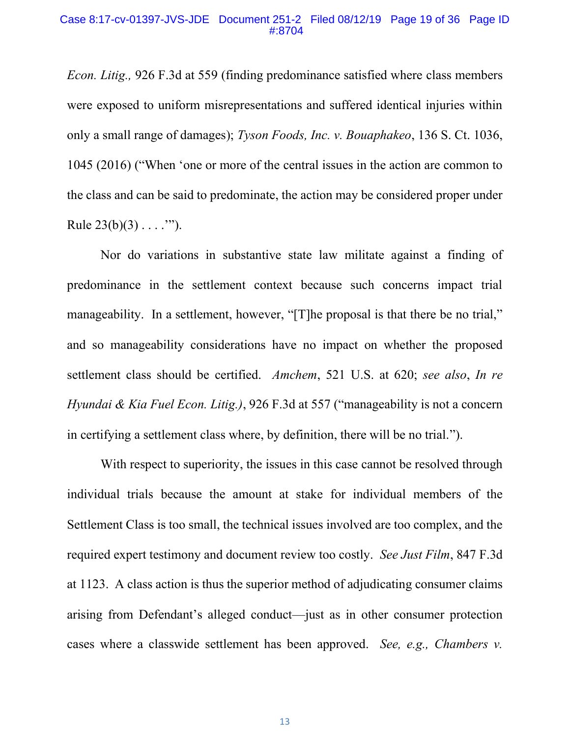*Econ. Litig.,* 926 F.3d at 559 (finding predominance satisfied where class members were exposed to uniform misrepresentations and suffered identical injuries within only a small range of damages); *Tyson Foods, Inc. v. Bouaphakeo*, 136 S. Ct. 1036, 1045 (2016) ("When 'one or more of the central issues in the action are common to the class and can be said to predominate, the action may be considered proper under Rule 23(b)(3) . . . .'").

Nor do variations in substantive state law militate against a finding of predominance in the settlement context because such concerns impact trial manageability. In a settlement, however, "[T]he proposal is that there be no trial," and so manageability considerations have no impact on whether the proposed settlement class should be certified. *Amchem*, 521 U.S. at 620; *see also*, *In re Hyundai & Kia Fuel Econ. Litig.)*, 926 F.3d at 557 ("manageability is not a concern in certifying a settlement class where, by definition, there will be no trial.").

With respect to superiority, the issues in this case cannot be resolved through individual trials because the amount at stake for individual members of the Settlement Class is too small, the technical issues involved are too complex, and the required expert testimony and document review too costly. *See Just Film*, 847 F.3d at 1123. A class action is thus the superior method of adjudicating consumer claims arising from Defendant's alleged conduct—just as in other consumer protection cases where a classwide settlement has been approved. *See, e.g., Chambers v.*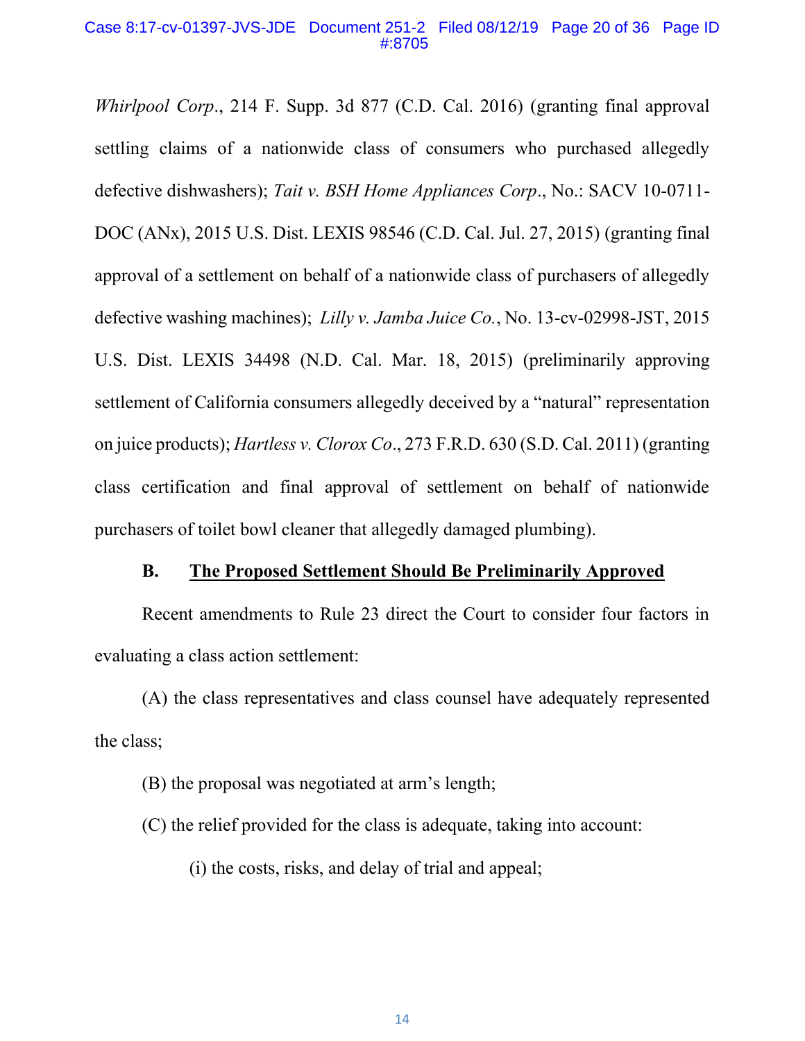*Whirlpool Corp*., 214 F. Supp. 3d 877 (C.D. Cal. 2016) (granting final approval settling claims of a nationwide class of consumers who purchased allegedly defective dishwashers); *Tait v. BSH Home Appliances Corp*., No.: SACV 10-0711-DOC (ANx), 2015 U.S. Dist. LEXIS 98546 (C.D. Cal. Jul. 27, 2015) (granting final approval of a settlement on behalf of a nationwide class of purchasers of allegedly defective washing machines); *Lilly v. Jamba Juice Co.*, No. 13-cv-02998-JST, 2015 U.S. Dist. LEXIS 34498 (N.D. Cal. Mar. 18, 2015) (preliminarily approving settlement of California consumers allegedly deceived by a "natural" representation on juice products); *Hartless v. Clorox Co*., 273 F.R.D. 630 (S.D. Cal. 2011) (granting class certification and final approval of settlement on behalf of nationwide purchasers of toilet bowl cleaner that allegedly damaged plumbing).

### B. The Proposed Settlement Should Be Preliminarily Approved

Recent amendments to Rule 23 direct the Court to consider four factors in evaluating a class action settlement:

(A) the class representatives and class counsel have adequately represented the class;

(B) the proposal was negotiated at arm's length;

(C) the relief provided for the class is adequate, taking into account:

(i) the costs, risks, and delay of trial and appeal;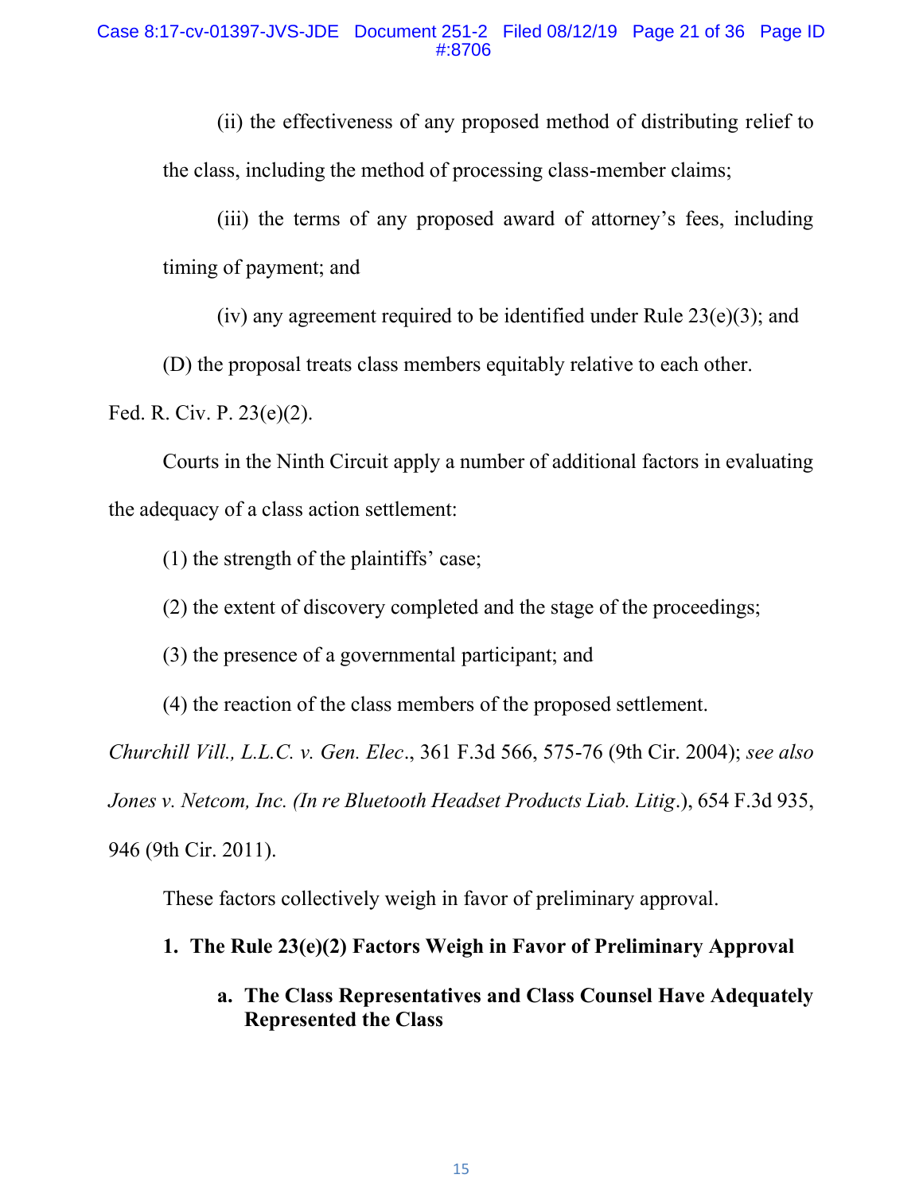(ii) the effectiveness of any proposed method of distributing relief to the class, including the method of processing class-member claims;

(iii) the terms of any proposed award of attorney's fees, including timing of payment; and

(iv) any agreement required to be identified under Rule 23(e)(3); and

(D) the proposal treats class members equitably relative to each other.

Fed. R. Civ. P. 23(e)(2).

Courts in the Ninth Circuit apply a number of additional factors in evaluating the adequacy of a class action settlement:

(1) the strength of the plaintiffs' case;

(2) the extent of discovery completed and the stage of the proceedings;

(3) the presence of a governmental participant; and

(4) the reaction of the class members of the proposed settlement.

*Churchill Vill., L.L.C. v. Gen. Elec*., 361 F.3d 566, 575-76 (9th Cir. 2004); *see also Jones v. Netcom, Inc. (In re Bluetooth Headset Products Liab. Litig*.), 654 F.3d 935, 946 (9th Cir. 2011).

These factors collectively weigh in favor of preliminary approval.

### 1. The Rule 23(e)(2) Factors Weigh in Favor of Preliminary Approval

#### a. The Class Representatives and Class Counsel Have Adequately Represented the Class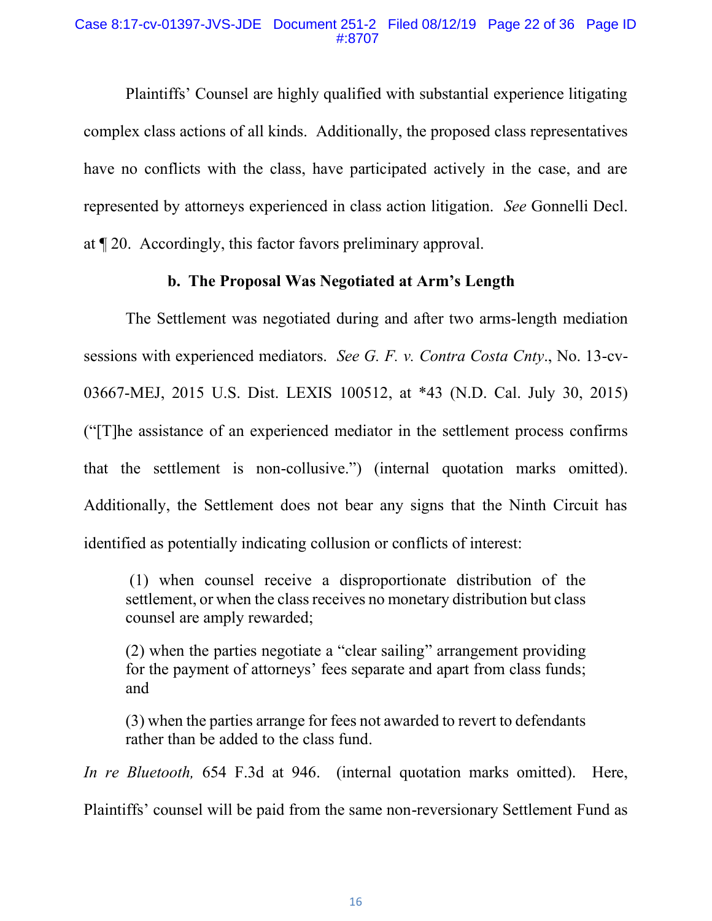Plaintiffs' Counsel are highly qualified with substantial experience litigating complex class actions of all kinds. Additionally, the proposed class representatives have no conflicts with the class, have participated actively in the case, and are represented by attorneys experienced in class action litigation. *See* Gonnelli Decl. at ¶ 20. Accordingly, this factor favors preliminary approval.

**b. The Proposal Was Negotiated at Arm's Length**

The Settlement was negotiated during and after two arms-length mediation sessions with experienced mediators. *See G. F. v. Contra Costa Cnty*., No. 13-cv-03667-MEJ, 2015 U.S. Dist. LEXIS 100512, at *43 (N.D. Cal. July 30, 2015) ("[T]he assistance of an experienced mediator in the settlement process confirms that the settlement is non-collusive.") (internal quotation marks omitted). Additionally, the Settlement does not bear any signs that the Ninth Circuit has identified as potentially indicating collusion or conflicts of interest:

> (1) when counsel receive a disproportionate distribution of the settlement, or when the class receives no monetary distribution but class counsel are amply rewarded;
>
> (2) when the parties negotiate a "clear sailing" arrangement providing for the payment of attorneys' fees separate and apart from class funds; and
>
> (3) when the parties arrange for fees not awarded to revert to defendants rather than be added to the class fund.

*In re Bluetooth,* 654 F.3d at 946. (internal quotation marks omitted). Here, Plaintiffs' counsel will be paid from the same non-reversionary Settlement Fund as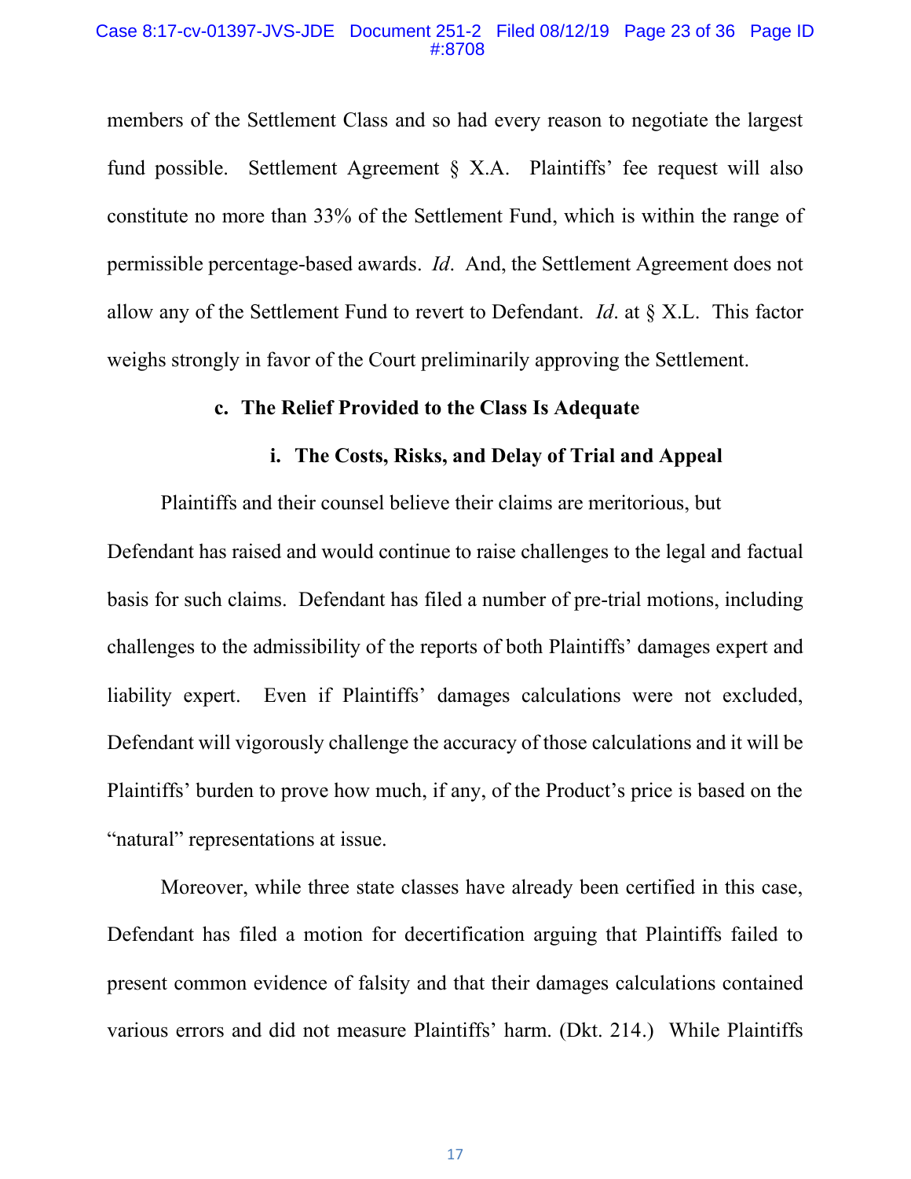members of the Settlement Class and so had every reason to negotiate the largest fund possible. Settlement Agreement § X.A. Plaintiffs' fee request will also constitute no more than 33% of the Settlement Fund, which is within the range of permissible percentage-based awards. *Id*. And, the Settlement Agreement does not allow any of the Settlement Fund to revert to Defendant. *Id*. at § X.L. This factor weighs strongly in favor of the Court preliminarily approving the Settlement.

### c. The Relief Provided to the Class Is Adequate

#### i. The Costs, Risks, and Delay of Trial and Appeal

Plaintiffs and their counsel believe their claims are meritorious, but Defendant has raised and would continue to raise challenges to the legal and factual basis for such claims. Defendant has filed a number of pre-trial motions, including challenges to the admissibility of the reports of both Plaintiffs' damages expert and liability expert. Even if Plaintiffs' damages calculations were not excluded, Defendant will vigorously challenge the accuracy of those calculations and it will be Plaintiffs' burden to prove how much, if any, of the Product's price is based on the "natural" representations at issue.

Moreover, while three state classes have already been certified in this case, Defendant has filed a motion for decertification arguing that Plaintiffs failed to present common evidence of falsity and that their damages calculations contained various errors and did not measure Plaintiffs' harm. (Dkt. 214.) While Plaintiffs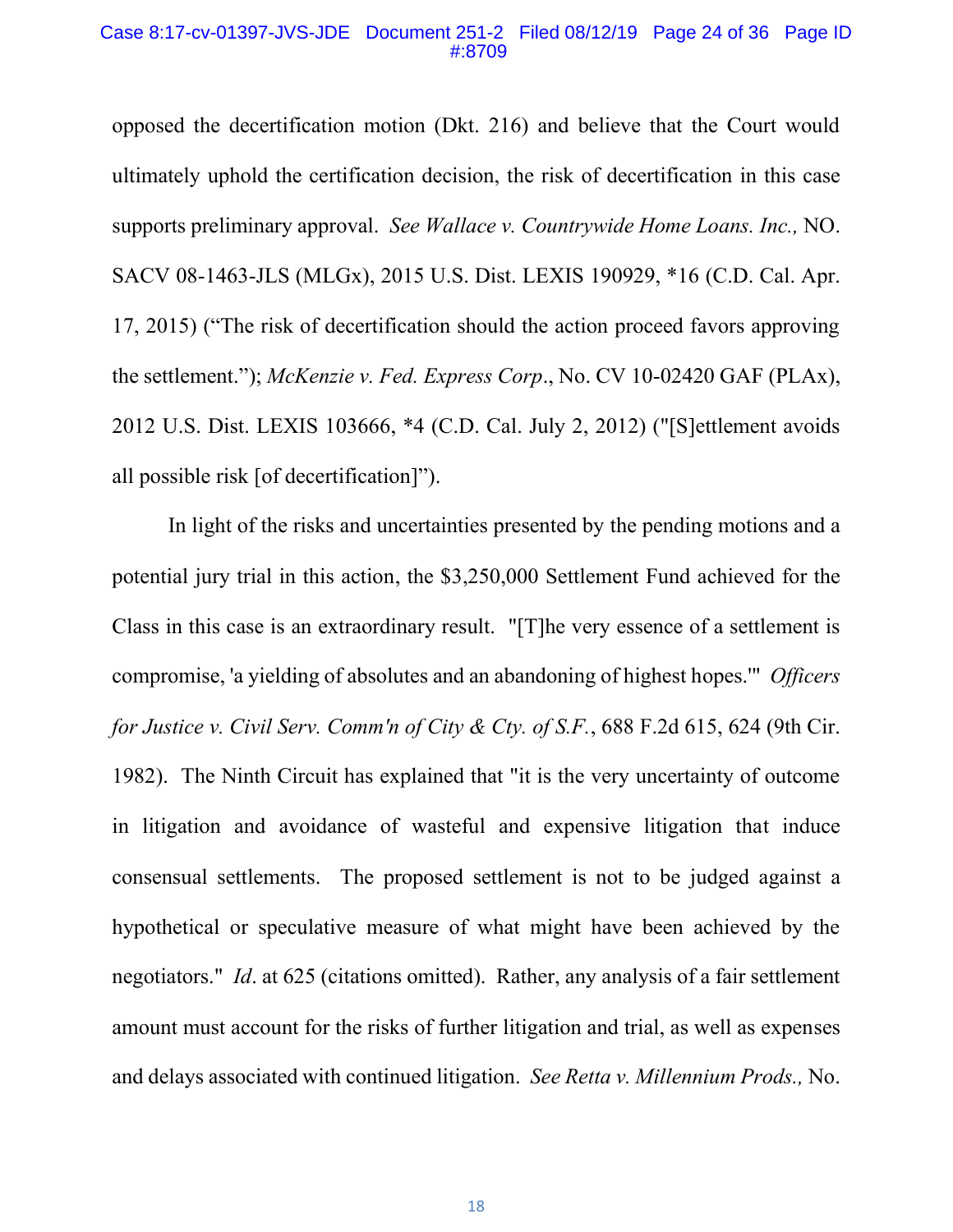opposed the decertification motion (Dkt. 216) and believe that the Court would ultimately uphold the certification decision, the risk of decertification in this case supports preliminary approval. *See Wallace v. Countrywide Home Loans. Inc.,* NO. SACV 08-1463-JLS (MLGx), 2015 U.S. Dist. LEXIS 190929, *16 (C.D. Cal. Apr. 17, 2015) ("The risk of decertification should the action proceed favors approving the settlement."); *McKenzie v. Fed. Express Corp*., No. CV 10-02420 GAF (PLAx), 2012 U.S. Dist. LEXIS 103666, *4 (C.D. Cal. July 2, 2012) ("[S]ettlement avoids all possible risk [of decertification]").

In light of the risks and uncertainties presented by the pending motions and a potential jury trial in this action, the $3,250,000 Settlement Fund achieved for the Class in this case is an extraordinary result. "[T]he very essence of a settlement is compromise, 'a yielding of absolutes and an abandoning of highest hopes.'" *Officers for Justice v. Civil Serv. Comm'n of City & Cty. of S.F.*, 688 F.2d 615, 624 (9th Cir. 1982). The Ninth Circuit has explained that "it is the very uncertainty of outcome in litigation and avoidance of wasteful and expensive litigation that induce consensual settlements. The proposed settlement is not to be judged against a hypothetical or speculative measure of what might have been achieved by the negotiators." *Id*. at 625 (citations omitted). Rather, any analysis of a fair settlement amount must account for the risks of further litigation and trial, as well as expenses and delays associated with continued litigation. *See Retta v. Millennium Prods.,* No.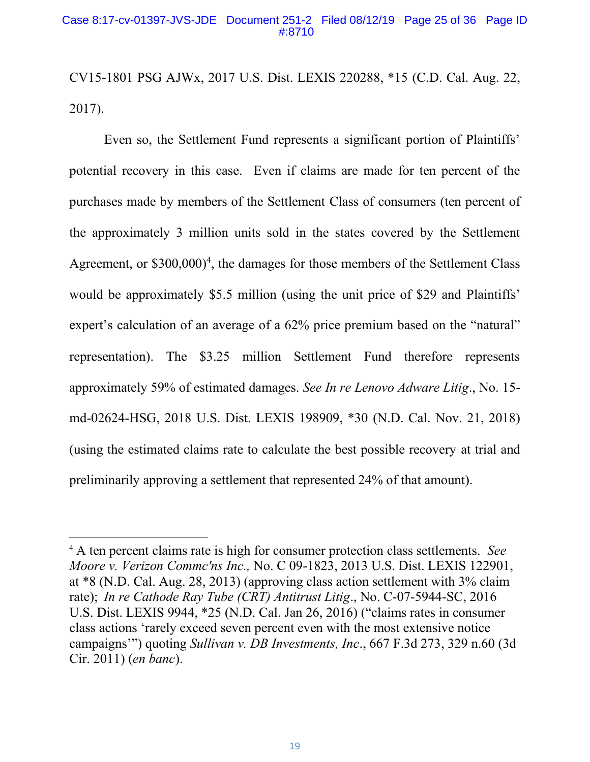CV15-1801 PSG AJWx, 2017 U.S. Dist. LEXIS 220288, *15 (C.D. Cal. Aug. 22, 2017).

Even so, the Settlement Fund represents a significant portion of Plaintiffs' potential recovery in this case. Even if claims are made for ten percent of the purchases made by members of the Settlement Class of consumers (ten percent of the approximately 3 million units sold in the states covered by the Settlement Agreement, or $300,000)[4], the damages for those members of the Settlement Class would be approximately $5.5 million (using the unit price of $29 and Plaintiffs' expert's calculation of an average of a 62% price premium based on the "natural" representation). The $3.25 million Settlement Fund therefore represents approximately 59% of estimated damages. *See In re Lenovo Adware Litig*., No. 15-md-02624-HSG, 2018 U.S. Dist. LEXIS 198909, *30 (N.D. Cal. Nov. 21, 2018) (using the estimated claims rate to calculate the best possible recovery at trial and preliminarily approving a settlement that represented 24% of that amount).

---

[4] A ten percent claims rate is high for consumer protection class settlements. *See Moore v. Verizon Commc'ns Inc.,* No. C 09-1823, 2013 U.S. Dist. LEXIS 122901, at *8 (N.D. Cal. Aug. 28, 2013) (approving class action settlement with 3% claim rate); *In re Cathode Ray Tube (CRT) Antitrust Litig*., No. C-07-5944-SC, 2016 U.S. Dist. LEXIS 9944, *25 (N.D. Cal. Jan 26, 2016) ("claims rates in consumer class actions 'rarely exceed seven percent even with the most extensive notice campaigns'") quoting *Sullivan v. DB Investments, Inc*., 667 F.3d 273, 329 n.60 (3d Cir. 2011) (*en banc*).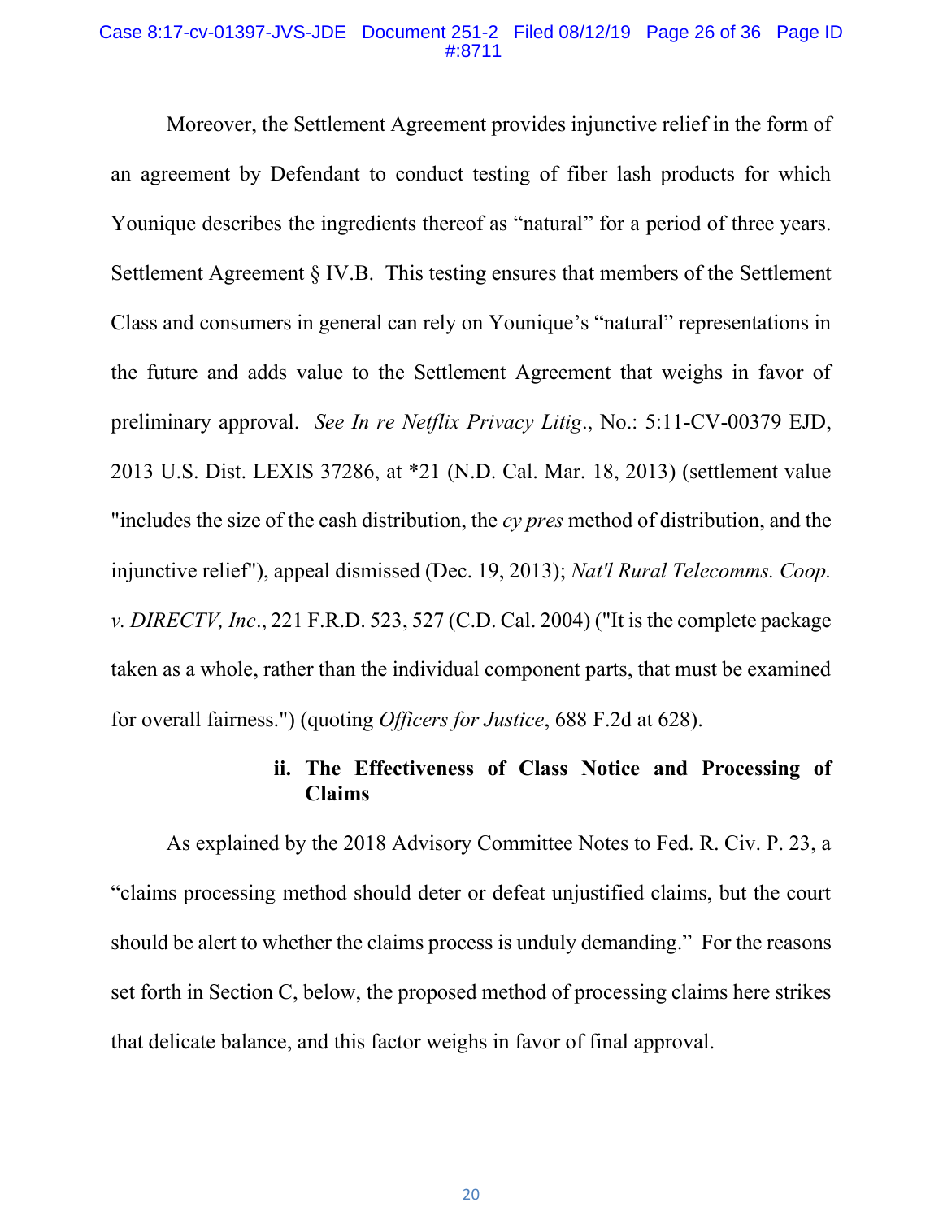Moreover, the Settlement Agreement provides injunctive relief in the form of an agreement by Defendant to conduct testing of fiber lash products for which Younique describes the ingredients thereof as “natural” for a period of three years. Settlement Agreement § IV.B. This testing ensures that members of the Settlement Class and consumers in general can rely on Younique’s “natural” representations in the future and adds value to the Settlement Agreement that weighs in favor of preliminary approval. *See In re Netflix Privacy Litig*., No.: 5:11-CV-00379 EJD, 2013 U.S. Dist. LEXIS 37286, at *21 (N.D. Cal. Mar. 18, 2013) (settlement value "includes the size of the cash distribution, the *cy pres* method of distribution, and the injunctive relief"), appeal dismissed (Dec. 19, 2013); *Nat'l Rural Telecomms. Coop. v. DIRECTV, Inc*., 221 F.R.D. 523, 527 (C.D. Cal. 2004) ("It is the complete package taken as a whole, rather than the individual component parts, that must be examined for overall fairness.") (quoting *Officers for Justice*, 688 F.2d at 628).

**ii. The Effectiveness of Class Notice and Processing of Claims**

As explained by the 2018 Advisory Committee Notes to Fed. R. Civ. P. 23, a “claims processing method should deter or defeat unjustified claims, but the court should be alert to whether the claims process is unduly demanding.” For the reasons set forth in Section C, below, the proposed method of processing claims here strikes that delicate balance, and this factor weighs in favor of final approval.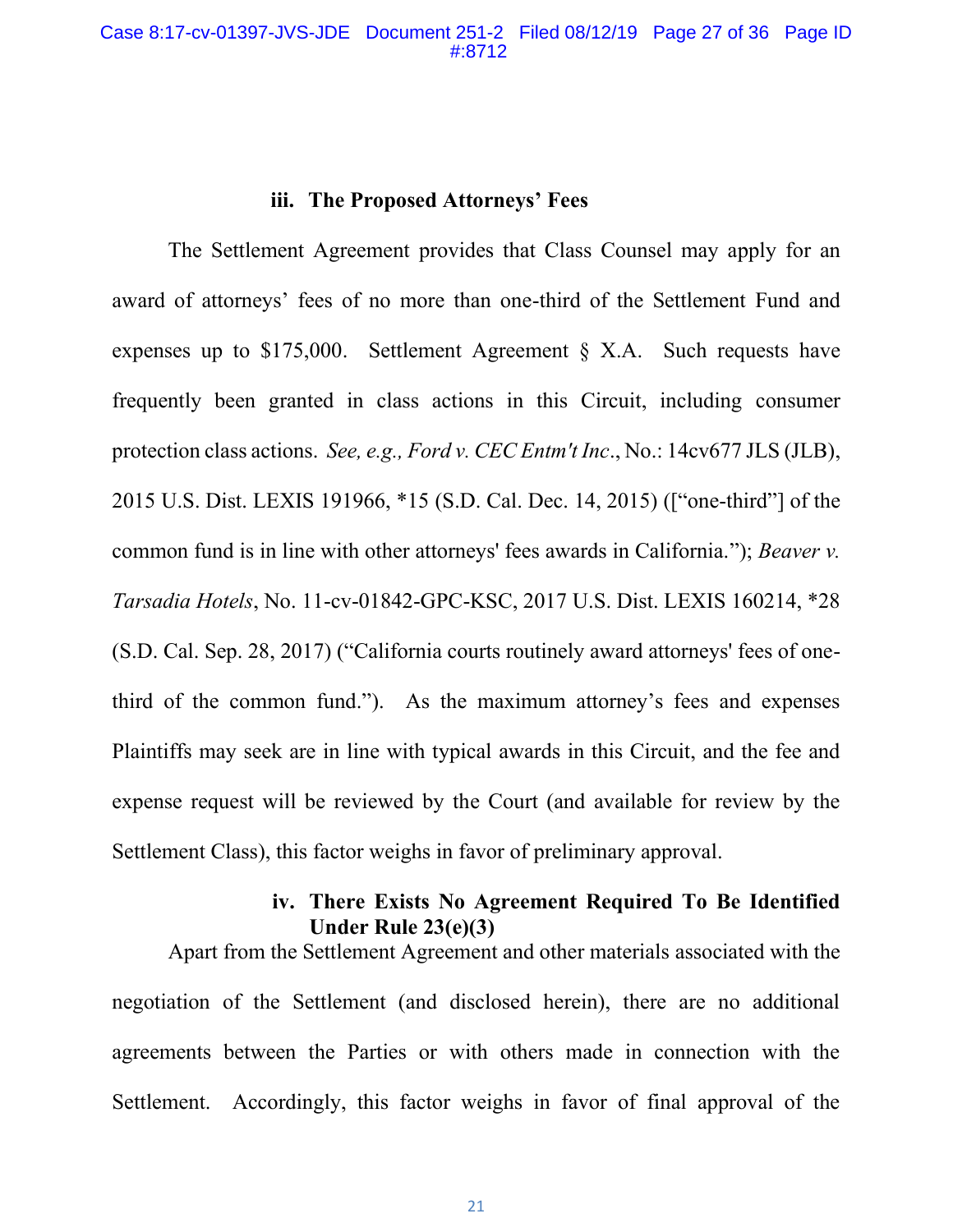### iii. The Proposed Attorneys' Fees

The Settlement Agreement provides that Class Counsel may apply for an award of attorneys' fees of no more than one-third of the Settlement Fund and expenses up to $175,000. Settlement Agreement § X.A. Such requests have frequently been granted in class actions in this Circuit, including consumer protection class actions. *See, e.g., Ford v. CEC Entm't Inc*., No.: 14cv677 JLS (JLB), 2015 U.S. Dist. LEXIS 191966, *15 (S.D. Cal. Dec. 14, 2015) (["one-third"] of the common fund is in line with other attorneys' fees awards in California."); *Beaver v. Tarsadia Hotels*, No. 11-cv-01842-GPC-KSC, 2017 U.S. Dist. LEXIS 160214, *28 (S.D. Cal. Sep. 28, 2017) ("California courts routinely award attorneys' fees of one-third of the common fund."). As the maximum attorney's fees and expenses Plaintiffs may seek are in line with typical awards in this Circuit, and the fee and expense request will be reviewed by the Court (and available for review by the Settlement Class), this factor weighs in favor of preliminary approval.

### iv. There Exists No Agreement Required To Be Identified Under Rule 23(e)(3)

Apart from the Settlement Agreement and other materials associated with the negotiation of the Settlement (and disclosed herein), there are no additional agreements between the Parties or with others made in connection with the Settlement. Accordingly, this factor weighs in favor of final approval of the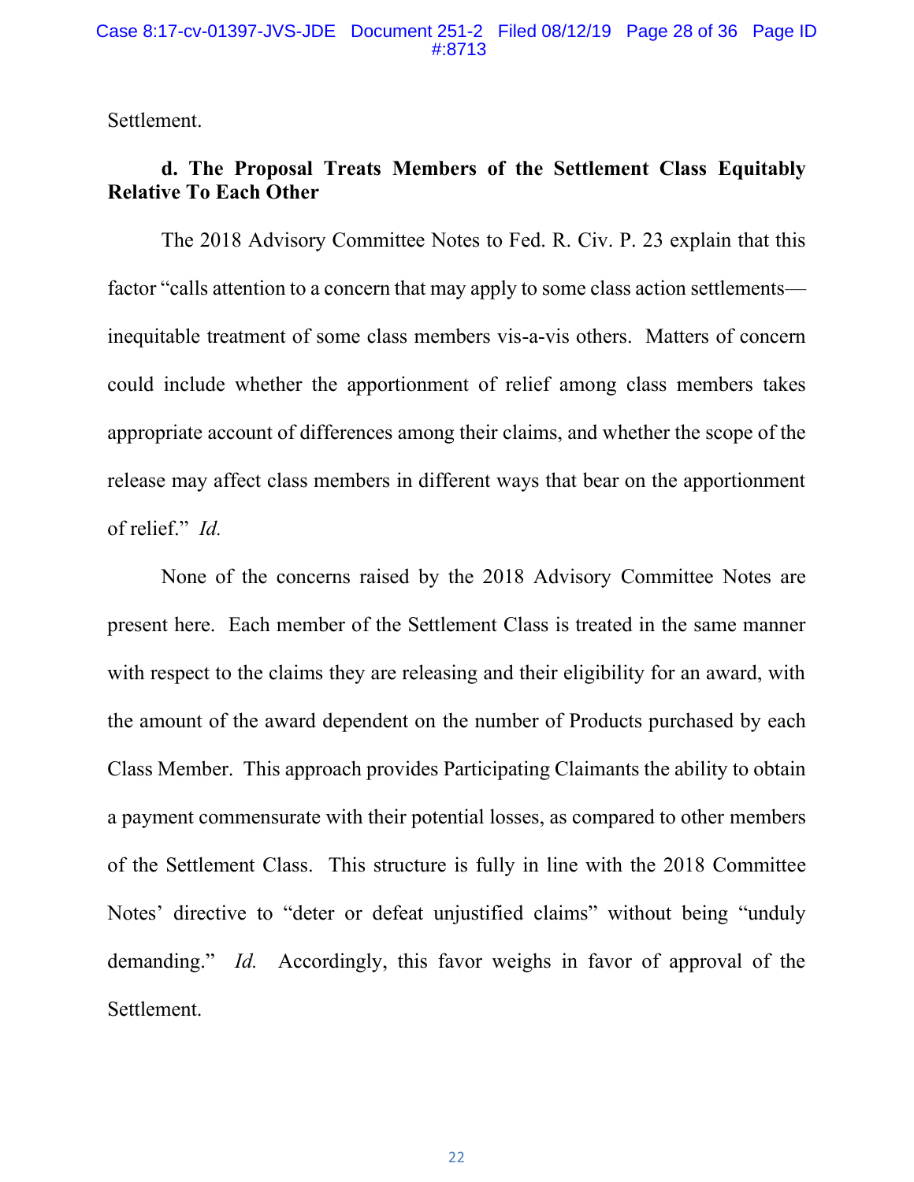Settlement.

**d. The Proposal Treats Members of the Settlement Class Equitably Relative To Each Other**

The 2018 Advisory Committee Notes to Fed. R. Civ. P. 23 explain that this factor "calls attention to a concern that may apply to some class action settlements—inequitable treatment of some class members vis-a-vis others. Matters of concern could include whether the apportionment of relief among class members takes appropriate account of differences among their claims, and whether the scope of the release may affect class members in different ways that bear on the apportionment of relief." *Id.*

None of the concerns raised by the 2018 Advisory Committee Notes are present here. Each member of the Settlement Class is treated in the same manner with respect to the claims they are releasing and their eligibility for an award, with the amount of the award dependent on the number of Products purchased by each Class Member. This approach provides Participating Claimants the ability to obtain a payment commensurate with their potential losses, as compared to other members of the Settlement Class. This structure is fully in line with the 2018 Committee Notes' directive to "deter or defeat unjustified claims" without being "unduly demanding." *Id.* Accordingly, this favor weighs in favor of approval of the Settlement.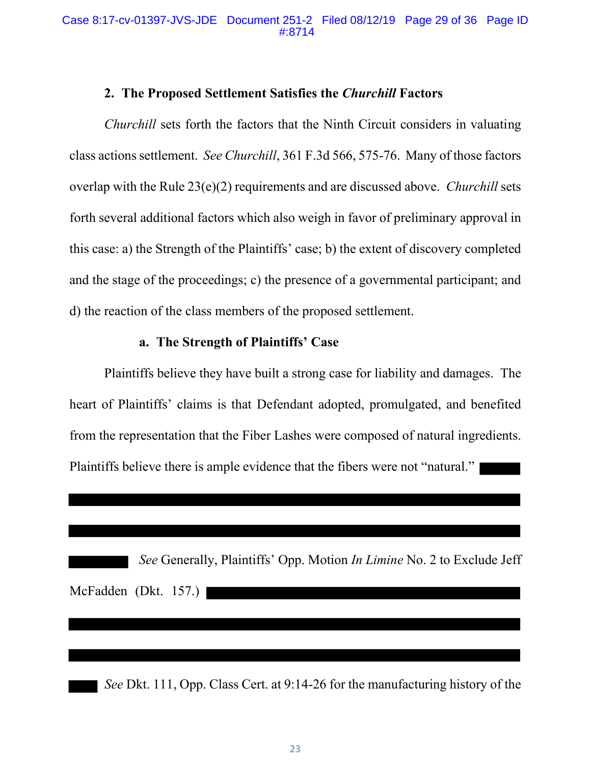### 2. The Proposed Settlement Satisfies the *Churchill* Factors

*Churchill* sets forth the factors that the Ninth Circuit considers in valuating class actions settlement. *See Churchill*, 361 F.3d 566, 575-76. Many of those factors overlap with the Rule 23(e)(2) requirements and are discussed above. *Churchill* sets forth several additional factors which also weigh in favor of preliminary approval in this case: a) the Strength of the Plaintiffs' case; b) the extent of discovery completed and the stage of the proceedings; c) the presence of a governmental participant; and d) the reaction of the class members of the proposed settlement.

#### a. The Strength of Plaintiffs' Case

Plaintiffs believe they have built a strong case for liability and damages. The heart of Plaintiffs' claims is that Defendant adopted, promulgated, and benefited from the representation that the Fiber Lashes were composed of natural ingredients. Plaintiffs believe there is ample evidence that the fibers were not "natural." [REDACTED]

[REDACTED] *See* Generally, Plaintiffs' Opp. Motion *In Limine* No. 2 to Exclude Jeff McFadden (Dkt. 157.) [REDACTED]

[REDACTED] *See* Dkt. 111, Opp. Class Cert. at 9:14-26 for the manufacturing history of the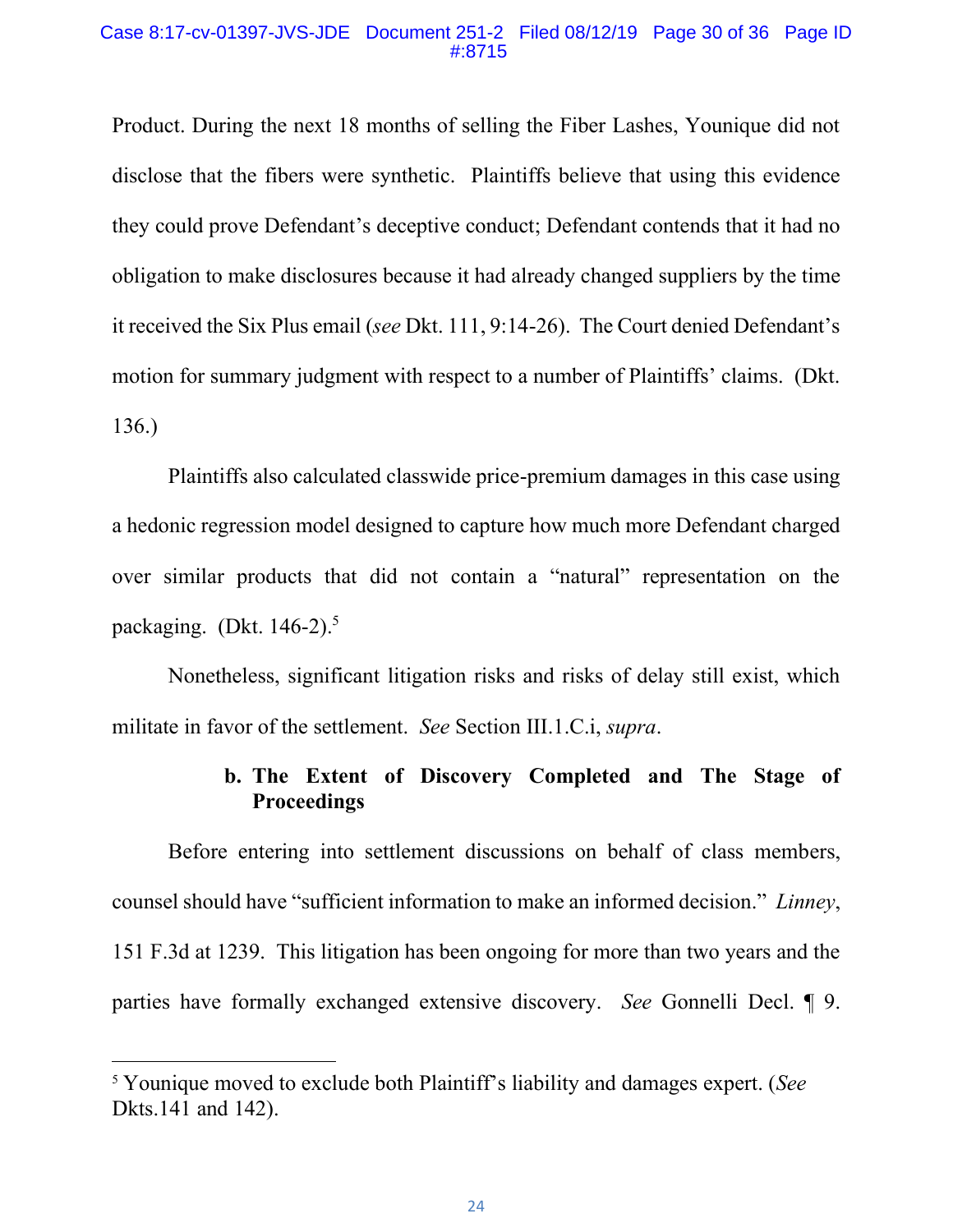Product. During the next 18 months of selling the Fiber Lashes, Younique did not disclose that the fibers were synthetic. Plaintiffs believe that using this evidence they could prove Defendant's deceptive conduct; Defendant contends that it had no obligation to make disclosures because it had already changed suppliers by the time it received the Six Plus email (*see* Dkt. 111, 9:14-26). The Court denied Defendant's motion for summary judgment with respect to a number of Plaintiffs' claims. (Dkt. 136.)

Plaintiffs also calculated classwide price-premium damages in this case using a hedonic regression model designed to capture how much more Defendant charged over similar products that did not contain a "natural" representation on the packaging. (Dkt. 146-2).[5]

Nonetheless, significant litigation risks and risks of delay still exist, which militate in favor of the settlement. *See* Section III.1.C.i, *supra*.

**b. The Extent of Discovery Completed and The Stage of Proceedings**

Before entering into settlement discussions on behalf of class members, counsel should have "sufficient information to make an informed decision." *Linney*, 151 F.3d at 1239. This litigation has been ongoing for more than two years and the parties have formally exchanged extensive discovery. *See* Gonnelli Decl. ¶ 9.

[5] Younique moved to exclude both Plaintiff's liability and damages expert. (*See* Dkts.141 and 142).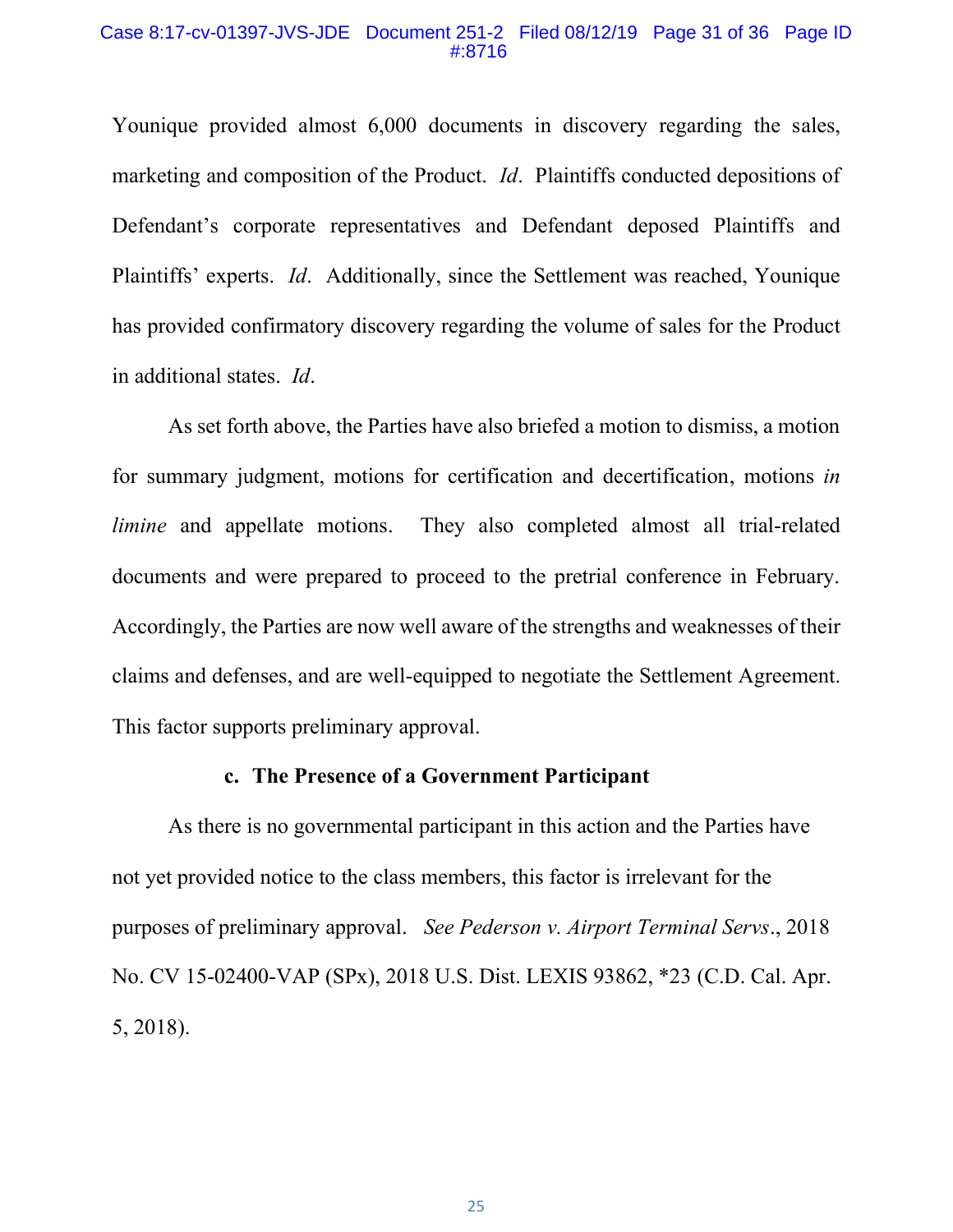Younique provided almost 6,000 documents in discovery regarding the sales, marketing and composition of the Product. *Id*. Plaintiffs conducted depositions of Defendant's corporate representatives and Defendant deposed Plaintiffs and Plaintiffs' experts. *Id*. Additionally, since the Settlement was reached, Younique has provided confirmatory discovery regarding the volume of sales for the Product in additional states. *Id*.

As set forth above, the Parties have also briefed a motion to dismiss, a motion for summary judgment, motions for certification and decertification, motions *in limine* and appellate motions. They also completed almost all trial-related documents and were prepared to proceed to the pretrial conference in February. Accordingly, the Parties are now well aware of the strengths and weaknesses of their claims and defenses, and are well-equipped to negotiate the Settlement Agreement. This factor supports preliminary approval.

**c. The Presence of a Government Participant**

As there is no governmental participant in this action and the Parties have not yet provided notice to the class members, this factor is irrelevant for the purposes of preliminary approval. *See Pederson v. Airport Terminal Servs*., 2018 No. CV 15-02400-VAP (SPx), 2018 U.S. Dist. LEXIS 93862, *23 (C.D. Cal. Apr. 5, 2018).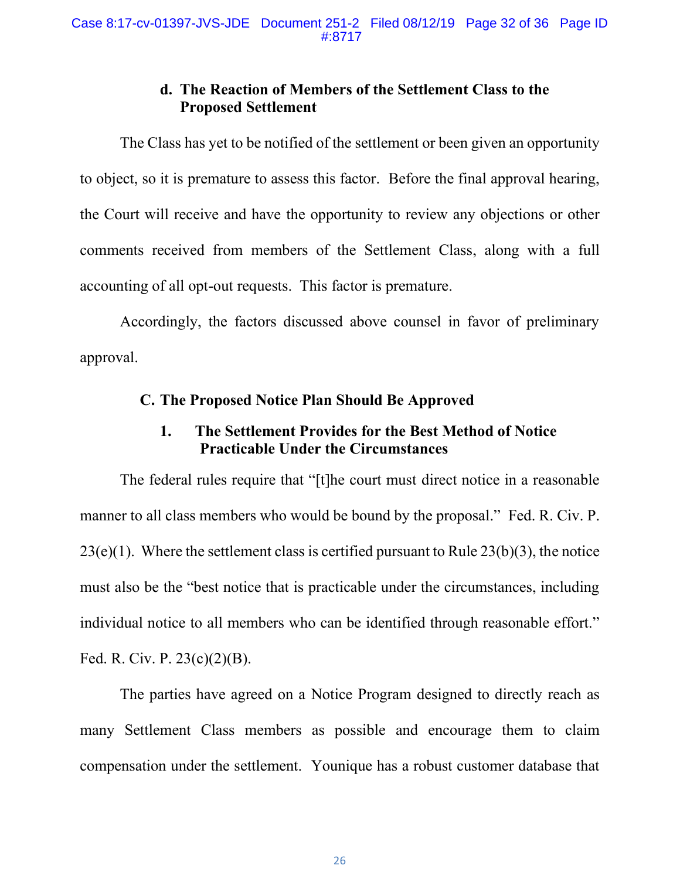#### d. The Reaction of Members of the Settlement Class to the Proposed Settlement

The Class has yet to be notified of the settlement or been given an opportunity to object, so it is premature to assess this factor. Before the final approval hearing, the Court will receive and have the opportunity to review any objections or other comments received from members of the Settlement Class, along with a full accounting of all opt-out requests. This factor is premature.

Accordingly, the factors discussed above counsel in favor of preliminary approval.

### C. The Proposed Notice Plan Should Be Approved

#### 1. The Settlement Provides for the Best Method of Notice Practicable Under the Circumstances

The federal rules require that "[t]he court must direct notice in a reasonable manner to all class members who would be bound by the proposal." Fed. R. Civ. P. 23(e)(1). Where the settlement class is certified pursuant to Rule 23(b)(3), the notice must also be the "best notice that is practicable under the circumstances, including individual notice to all members who can be identified through reasonable effort." Fed. R. Civ. P. 23(c)(2)(B).

The parties have agreed on a Notice Program designed to directly reach as many Settlement Class members as possible and encourage them to claim compensation under the settlement. Younique has a robust customer database that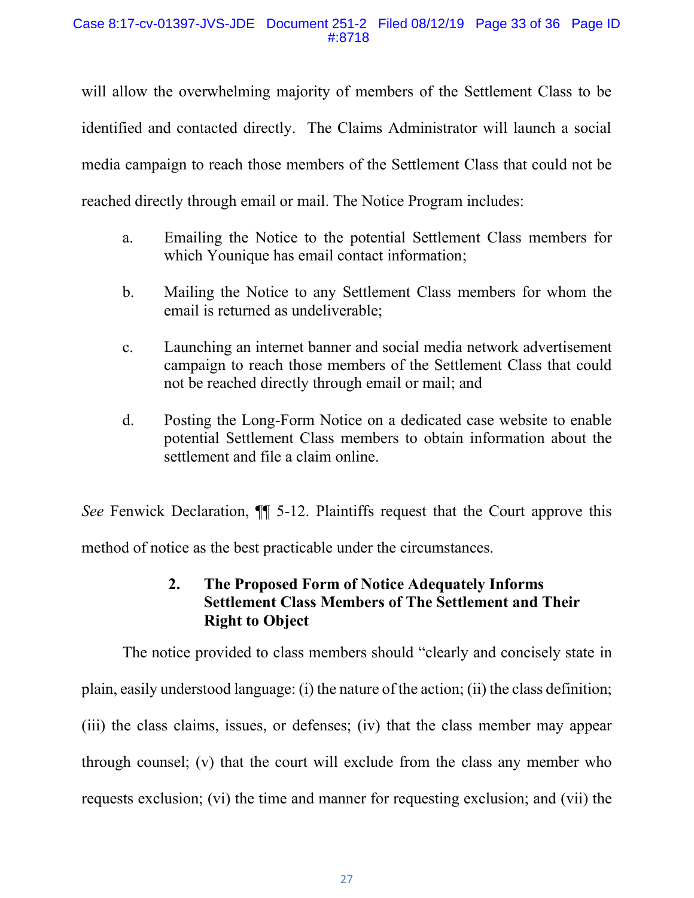will allow the overwhelming majority of members of the Settlement Class to be identified and contacted directly. The Claims Administrator will launch a social media campaign to reach those members of the Settlement Class that could not be reached directly through email or mail. The Notice Program includes:

a. Emailing the Notice to the potential Settlement Class members for which Younique has email contact information;

b. Mailing the Notice to any Settlement Class members for whom the email is returned as undeliverable;

c. Launching an internet banner and social media network advertisement campaign to reach those members of the Settlement Class that could not be reached directly through email or mail; and

d. Posting the Long-Form Notice on a dedicated case website to enable potential Settlement Class members to obtain information about the settlement and file a claim online.

*See* Fenwick Declaration, ¶¶ 5-12. Plaintiffs request that the Court approve this method of notice as the best practicable under the circumstances.

### 2. The Proposed Form of Notice Adequately Informs Settlement Class Members of The Settlement and Their Right to Object

The notice provided to class members should "clearly and concisely state in plain, easily understood language: (i) the nature of the action; (ii) the class definition; (iii) the class claims, issues, or defenses; (iv) that the class member may appear through counsel; (v) that the court will exclude from the class any member who requests exclusion; (vi) the time and manner for requesting exclusion; and (vii) the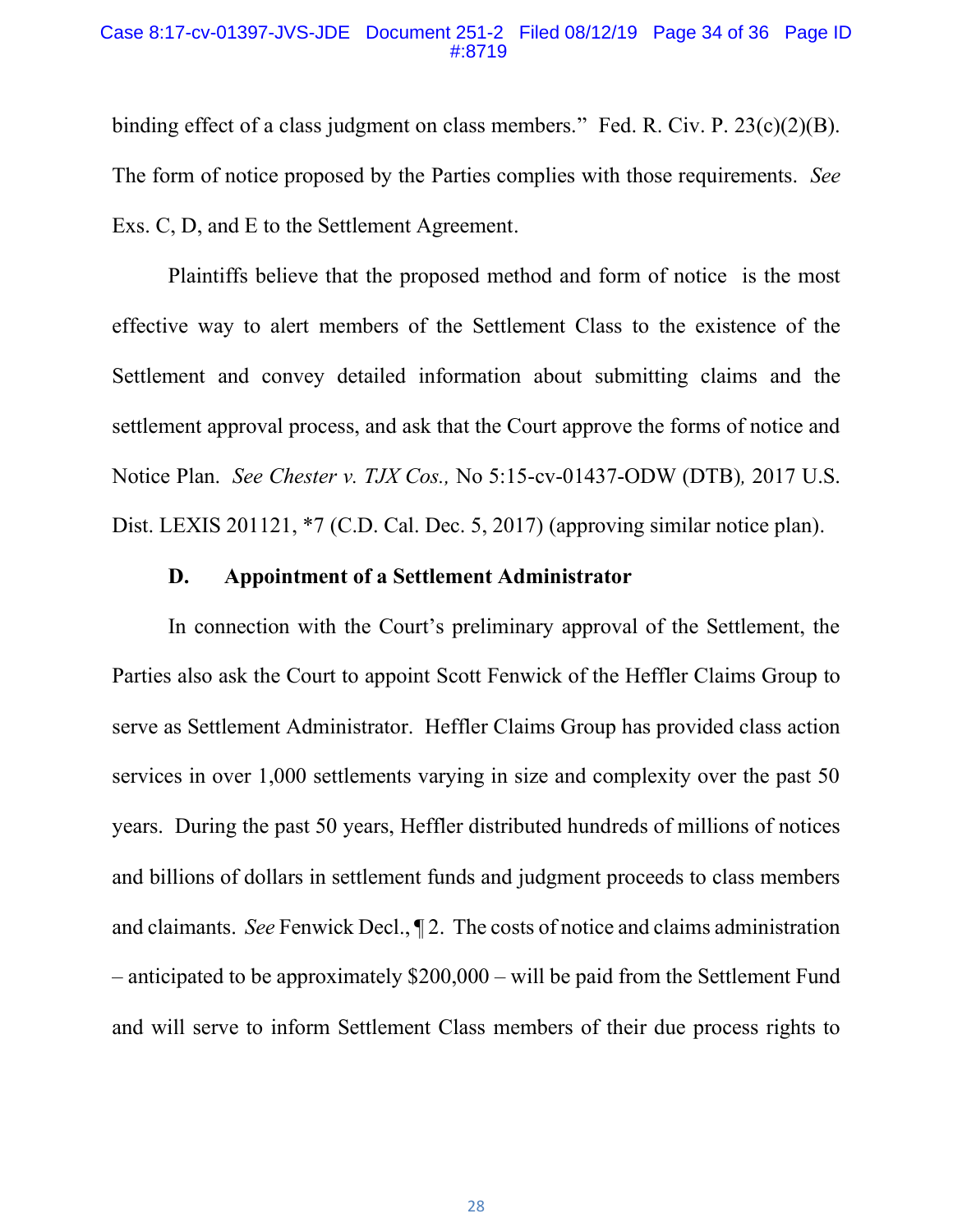binding effect of a class judgment on class members." Fed. R. Civ. P. 23(c)(2)(B). The form of notice proposed by the Parties complies with those requirements. *See* Exs. C, D, and E to the Settlement Agreement.

Plaintiffs believe that the proposed method and form of notice is the most effective way to alert members of the Settlement Class to the existence of the Settlement and convey detailed information about submitting claims and the settlement approval process, and ask that the Court approve the forms of notice and Notice Plan. *See Chester v. TJX Cos.,* No 5:15-cv-01437-ODW (DTB)*,* 2017 U.S. Dist. LEXIS 201121, *7 (C.D. Cal. Dec. 5, 2017) (approving similar notice plan).

**D. Appointment of a Settlement Administrator**

In connection with the Court's preliminary approval of the Settlement, the Parties also ask the Court to appoint Scott Fenwick of the Heffler Claims Group to serve as Settlement Administrator. Heffler Claims Group has provided class action services in over 1,000 settlements varying in size and complexity over the past 50 years. During the past 50 years, Heffler distributed hundreds of millions of notices and billions of dollars in settlement funds and judgment proceeds to class members and claimants. *See* Fenwick Decl., ¶ 2. The costs of notice and claims administration – anticipated to be approximately $200,000 – will be paid from the Settlement Fund and will serve to inform Settlement Class members of their due process rights to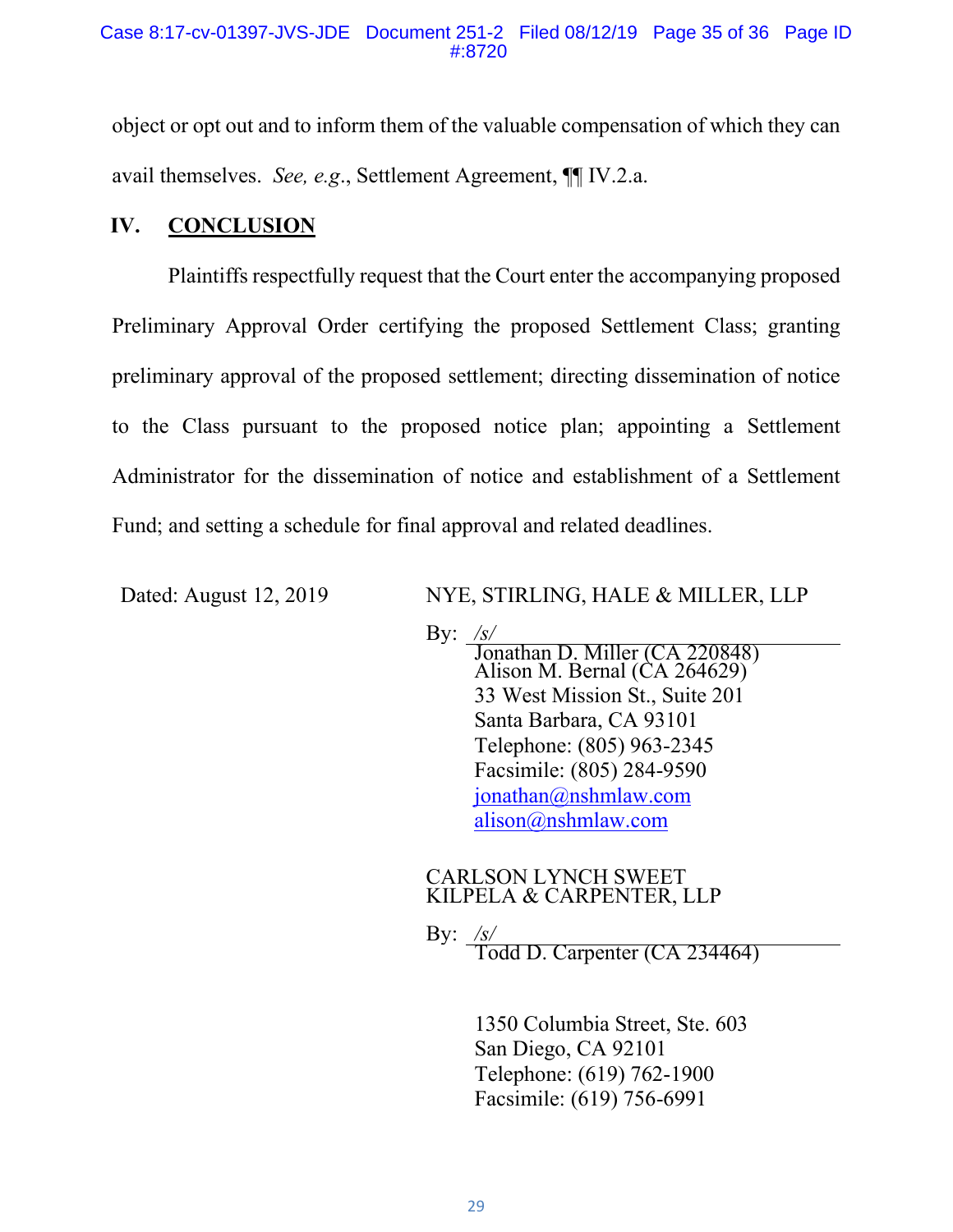object or opt out and to inform them of the valuable compensation of which they can avail themselves. *See, e.g.*, Settlement Agreement, ¶¶ IV.2.a.

## IV. CONCLUSION

Plaintiffs respectfully request that the Court enter the accompanying proposed Preliminary Approval Order certifying the proposed Settlement Class; granting preliminary approval of the proposed settlement; directing dissemination of notice to the Class pursuant to the proposed notice plan; appointing a Settlement Administrator for the dissemination of notice and establishment of a Settlement Fund; and setting a schedule for final approval and related deadlines.

Dated: August 12, 2019

NYE, STIRLING, HALE & MILLER, LLP

By: */s/*
Jonathan D. Miller (CA 220848)
Alison M. Bernal (CA 264629)
33 West Mission St., Suite 201
Santa Barbara, CA 93101
Telephone: (805) 963-2345
Facsimile: (805) 284-9590
jonathan@nshmlaw.com
alison@nshmlaw.com

CARLSON LYNCH SWEET KILPELA & CARPENTER, LLP

By: */s/*
Todd D. Carpenter (CA 234464)

1350 Columbia Street, Ste. 603
San Diego, CA 92101
Telephone: (619) 762-1900
Facsimile: (619) 756-6991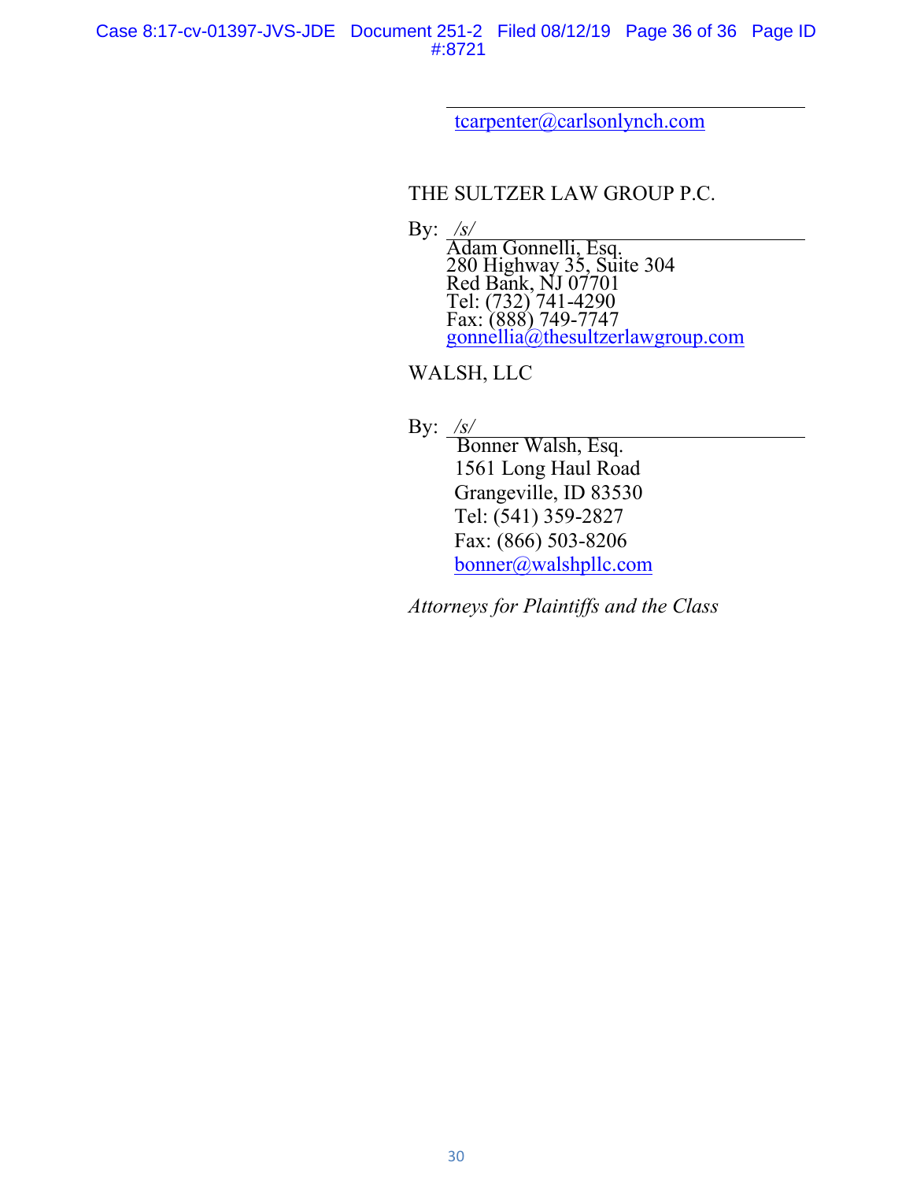tcarpenter@carlsonlynch.com

THE SULTZER LAW GROUP P.C.

By: */s/*
Adam Gonnelli, Esq.
280 Highway 35, Suite 304
Red Bank, NJ 07701
Tel: (732) 741-4290
Fax: (888) 749-7747
gonnellia@thesultzerlawgroup.com

WALSH, LLC

By: */s/*
Bonner Walsh, Esq.
1561 Long Haul Road
Grangeville, ID 83530
Tel: (541) 359-2827
Fax: (866) 503-8206
bonner@walshpllc.com

*Attorneys for Plaintiffs and the Class*